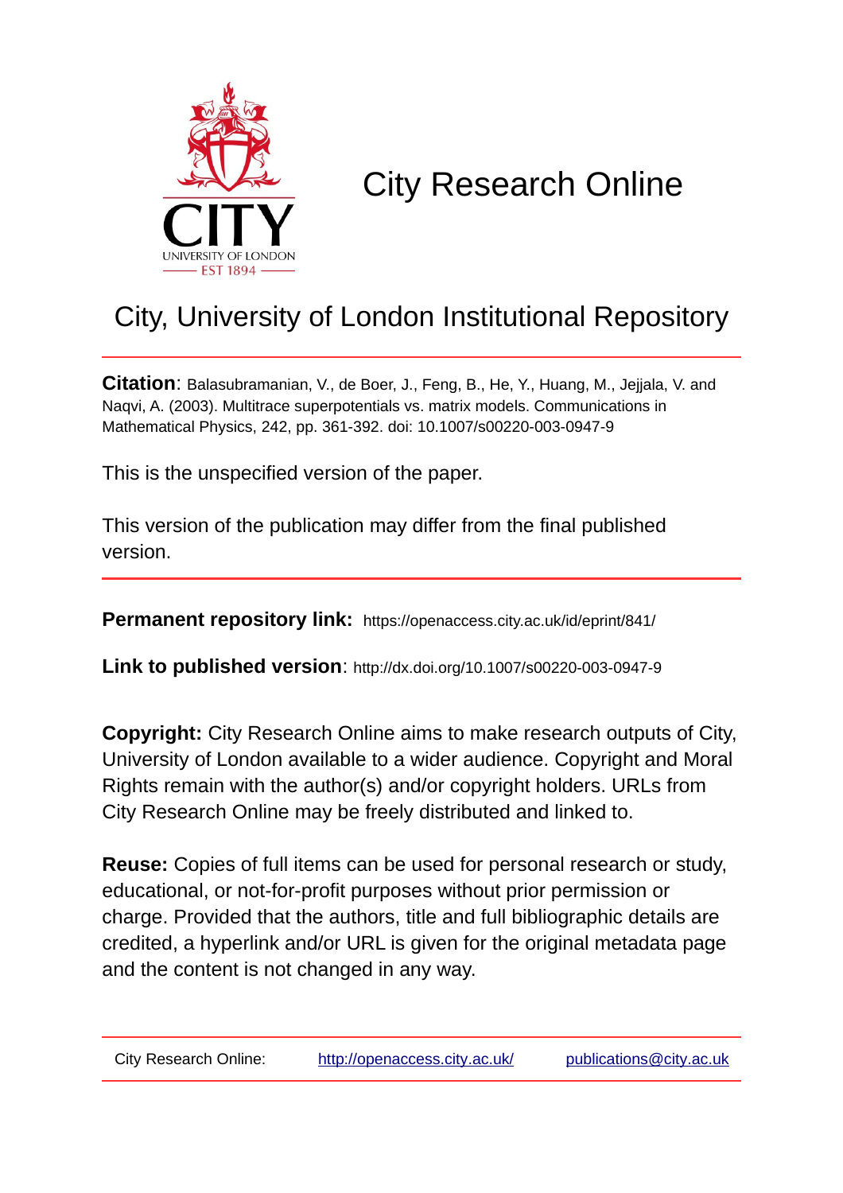# City Research Online

## City, University of London Institutional Repository

**Citation**: Balasubramanian, V., de Boer, J., Feng, B., He, Y., Huang, M., Jejjala, V. and Naqvi, A. (2003). Multitrace superpotentials vs. matrix models. Communications in Mathematical Physics, 242, pp. 361-392. doi: 10.1007/s00220-003-0947-9

This is the unspecified version of the paper.

This version of the publication may differ from the final published version.

**Permanent repository link:** https://openaccess.city.ac.uk/id/eprint/841/

**Link to published version**: http://dx.doi.org/10.1007/s00220-003-0947-9

**Copyright:** City Research Online aims to make research outputs of City, University of London available to a wider audience. Copyright and Moral Rights remain with the author(s) and/or copyright holders. URLs from City Research Online may be freely distributed and linked to.

**Reuse:** Copies of full items can be used for personal research or study, educational, or not-for-profit purposes without prior permission or charge. Provided that the authors, title and full bibliographic details are credited, a hyperlink and/or URL is given for the original metadata page and the content is not changed in any way.

City Research Online: http://openaccess.city.ac.uk/ publications@city.ac.uk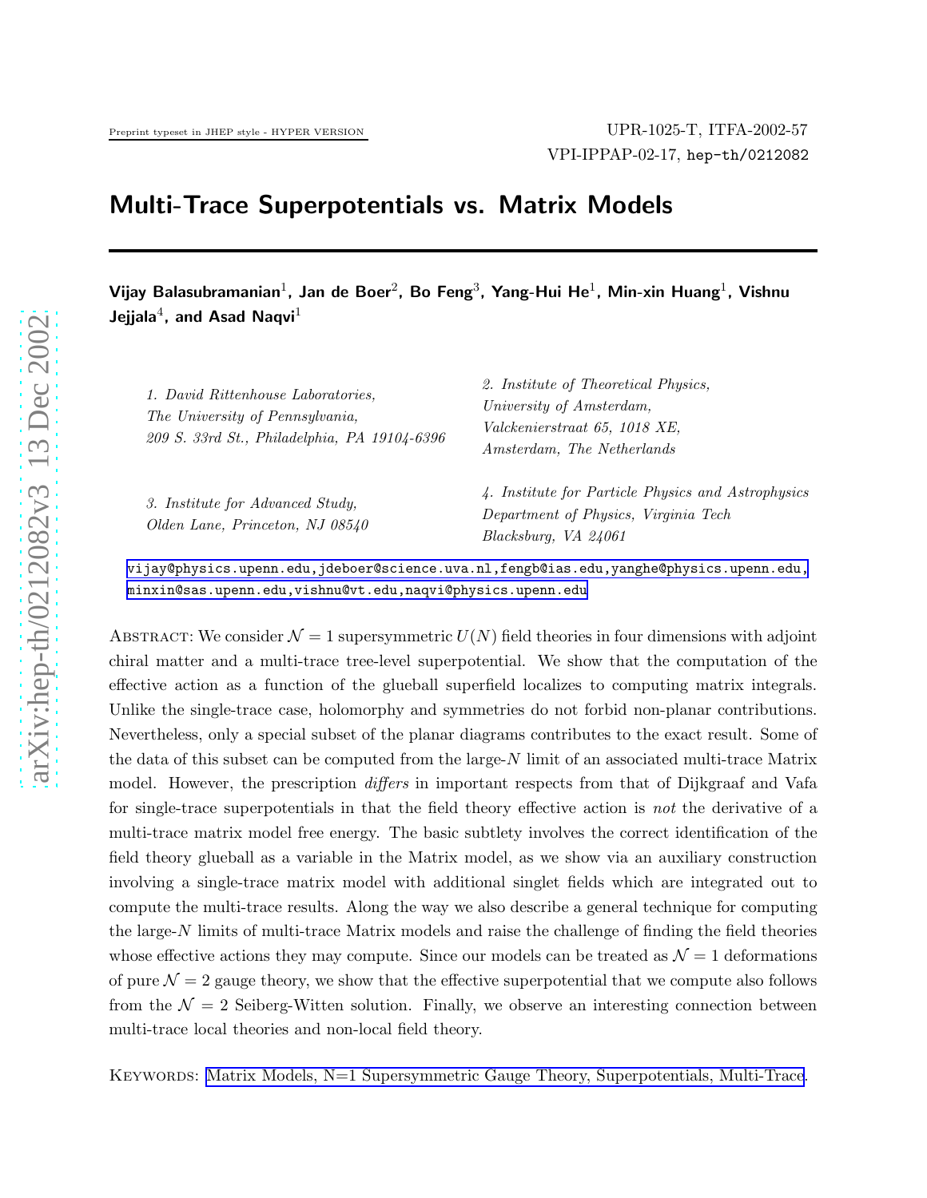Preprint typeset in JHEP style - HYPER VERSION

UPR-1025-T, ITFA-2002-57
VPI-IPPAP-02-17, hep-th/0212082

# Multi-Trace Superpotentials vs. Matrix Models

**Vijay Balasubramanian[1], Jan de Boer[2], Bo Feng[3], Yang-Hui He[1], Min-xin Huang[1], Vishnu Jejjala[4], and Asad Naqvi[1]**

1. *David Rittenhouse Laboratories, The University of Pennsylvania, 209 S. 33rd St., Philadelphia, PA 19104-6396*

2. *Institute of Theoretical Physics, University of Amsterdam, Valckenierstraat 65, 1018 XE, Amsterdam, The Netherlands*

3. *Institute for Advanced Study, Olden Lane, Princeton, NJ 08540*

4. *Institute for Particle Physics and Astrophysics Department of Physics, Virginia Tech Blacksburg, VA 24061*

vijay@physics.upenn.edu, jdeboer@science.uva.nl, fengb@ias.edu, yanghe@physics.upenn.edu, minxin@sas.upenn.edu, vishnu@vt.edu, naqvi@physics.upenn.edu

Abstract: We consider $\mathcal{N}=1$ supersymmetric $U(N)$ field theories in four dimensions with adjoint chiral matter and a multi-trace tree-level superpotential. We show that the computation of the effective action as a function of the glueball superfield localizes to computing matrix integrals. Unlike the single-trace case, holomorphy and symmetries do not forbid non-planar contributions. Nevertheless, only a special subset of the planar diagrams contributes to the exact result. Some of the data of this subset can be computed from the large-$N$ limit of an associated multi-trace Matrix model. However, the prescription *differs* in important respects from that of Dijkgraaf and Vafa for single-trace superpotentials in that the field theory effective action is *not* the derivative of a multi-trace matrix model free energy. The basic subtlety involves the correct identification of the field theory glueball as a variable in the Matrix model, as we show via an auxiliary construction involving a single-trace matrix model with additional singlet fields which are integrated out to compute the multi-trace results. Along the way we also describe a general technique for computing the large-$N$ limits of multi-trace Matrix models and raise the challenge of finding the field theories whose effective actions they may compute. Since our models can be treated as $\mathcal{N}=1$ deformations of pure $\mathcal{N}=2$ gauge theory, we show that the effective superpotential that we compute also follows from the $\mathcal{N}=2$ Seiberg-Witten solution. Finally, we observe an interesting connection between multi-trace local theories and non-local field theory.

Keywords: Matrix Models, N=1 Supersymmetric Gauge Theory, Superpotentials, Multi-Trace.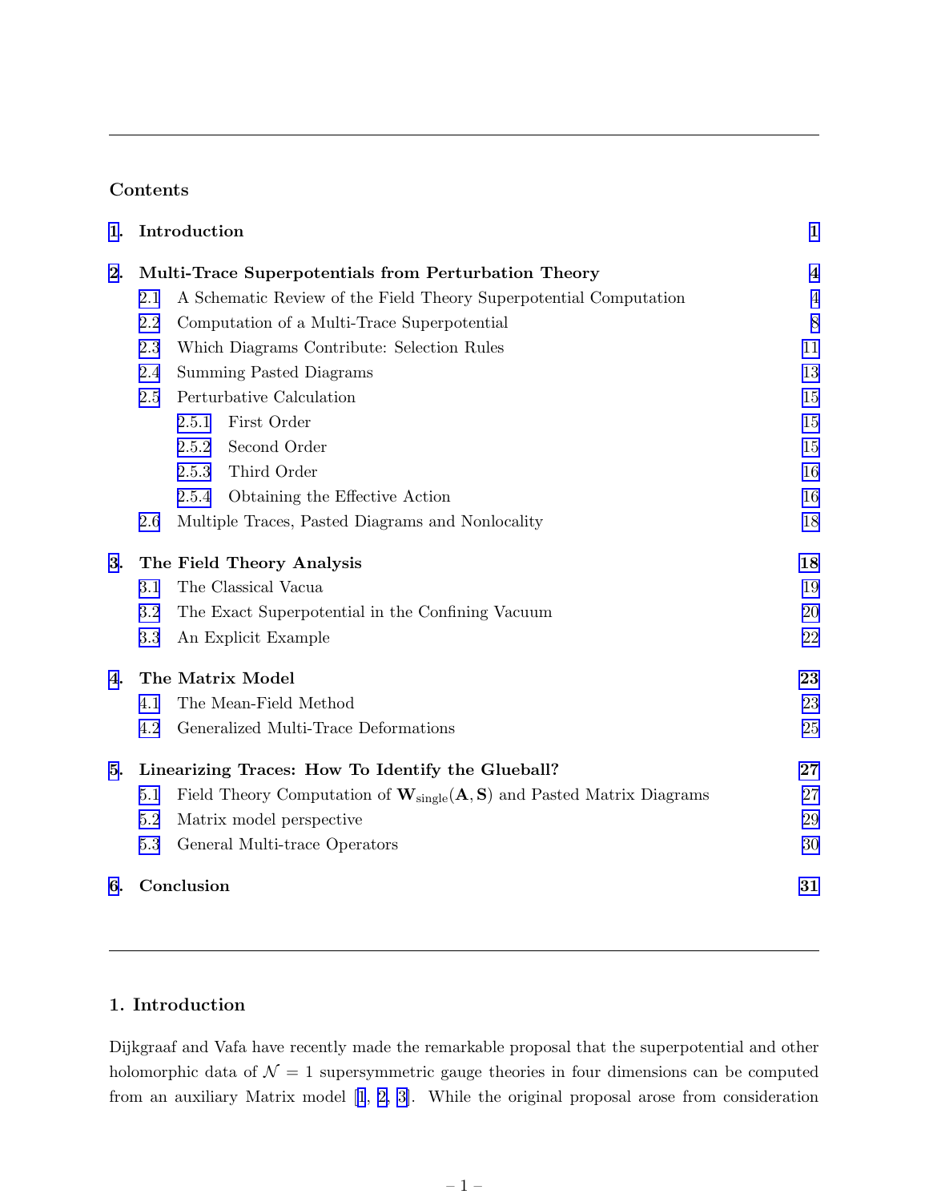## Contents

1. Introduction — 1
2. Multi-Trace Superpotentials from Perturbation Theory — 4
   - 2.1 A Schematic Review of the Field Theory Superpotential Computation — 4
   - 2.2 Computation of a Multi-Trace Superpotential — 8
   - 2.3 Which Diagrams Contribute: Selection Rules — 11
   - 2.4 Summing Pasted Diagrams — 13
   - 2.5 Perturbative Calculation — 15
     - 2.5.1 First Order — 15
     - 2.5.2 Second Order — 15
     - 2.5.3 Third Order — 16
     - 2.5.4 Obtaining the Effective Action — 16
   - 2.6 Multiple Traces, Pasted Diagrams and Nonlocality — 18
3. The Field Theory Analysis — 18
   - 3.1 The Classical Vacua — 19
   - 3.2 The Exact Superpotential in the Confining Vacuum — 20
   - 3.3 An Explicit Example — 22
4. The Matrix Model — 23
   - 4.1 The Mean-Field Method — 23
   - 4.2 Generalized Multi-Trace Deformations — 25
5. Linearizing Traces: How To Identify the Glueball? — 27
   - 5.1 Field Theory Computation of $\mathbf{W}_{\text{single}}(\mathbf{A}, \mathbf{S})$ and Pasted Matrix Diagrams — 27
   - 5.2 Matrix model perspective — 29
   - 5.3 General Multi-trace Operators — 30
6. Conclusion — 31

# 1. Introduction

Dijkgraaf and Vafa have recently made the remarkable proposal that the superpotential and other holomorphic data of $\mathcal{N} = 1$ supersymmetric gauge theories in four dimensions can be computed from an auxiliary Matrix model [1, 2, 3]. While the original proposal arose from consideration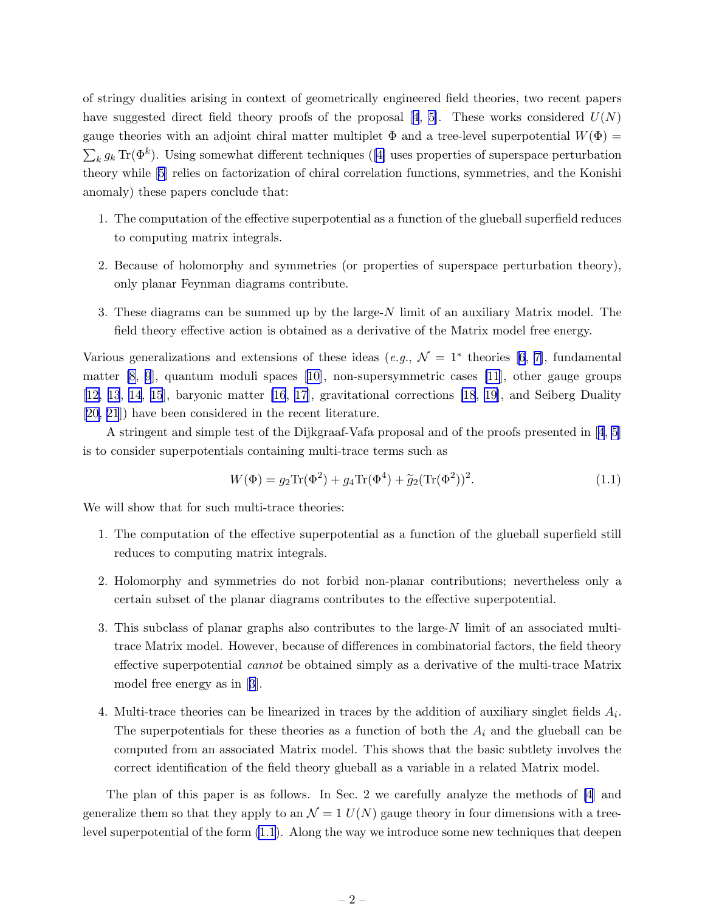of stringy dualities arising in context of geometrically engineered field theories, two recent papers have suggested direct field theory proofs of the proposal [4, 5]. These works considered $U(N)$ gauge theories with an adjoint chiral matter multiplet $\Phi$ and a tree-level superpotential $W(\Phi) = \sum_k g_k \,\mathrm{Tr}(\Phi^k)$. Using somewhat different techniques ([4] uses properties of superspace perturbation theory while [5] relies on factorization of chiral correlation functions, symmetries, and the Konishi anomaly) these papers conclude that:

1. The computation of the effective superpotential as a function of the glueball superfield reduces to computing matrix integrals.
2. Because of holomorphy and symmetries (or properties of superspace perturbation theory), only planar Feynman diagrams contribute.
3. These diagrams can be summed up by the large-$N$ limit of an auxiliary Matrix model. The field theory effective action is obtained as a derivative of the Matrix model free energy.

Various generalizations and extensions of these ideas (*e.g.*, $\mathcal{N} = 1^*$ theories [6, 7], fundamental matter [8, 9], quantum moduli spaces [10], non-supersymmetric cases [11], other gauge groups [12, 13, 14, 15], baryonic matter [16, 17], gravitational corrections [18, 19], and Seiberg Duality [20, 21]) have been considered in the recent literature.

A stringent and simple test of the Dijkgraaf-Vafa proposal and of the proofs presented in [4, 5] is to consider superpotentials containing multi-trace terms such as

$$W(\Phi) = g_2 \mathrm{Tr}(\Phi^2) + g_4 \mathrm{Tr}(\Phi^4) + \widetilde{g}_2 (\mathrm{Tr}(\Phi^2))^2. \tag{1.1}$$

We will show that for such multi-trace theories:

1. The computation of the effective superpotential as a function of the glueball superfield still reduces to computing matrix integrals.
2. Holomorphy and symmetries do not forbid non-planar contributions; nevertheless only a certain subset of the planar diagrams contributes to the effective superpotential.
3. This subclass of planar graphs also contributes to the large-$N$ limit of an associated multi-trace Matrix model. However, because of differences in combinatorial factors, the field theory effective superpotential *cannot* be obtained simply as a derivative of the multi-trace Matrix model free energy as in [3].
4. Multi-trace theories can be linearized in traces by the addition of auxiliary singlet fields $A_i$. The superpotentials for these theories as a function of both the $A_i$ and the glueball can be computed from an associated Matrix model. This shows that the basic subtlety involves the correct identification of the field theory glueball as a variable in a related Matrix model.

The plan of this paper is as follows. In Sec. 2 we carefully analyze the methods of [4] and generalize them so that they apply to an $\mathcal{N} = 1$ $U(N)$ gauge theory in four dimensions with a tree-level superpotential of the form (1.1). Along the way we introduce some new techniques that deepen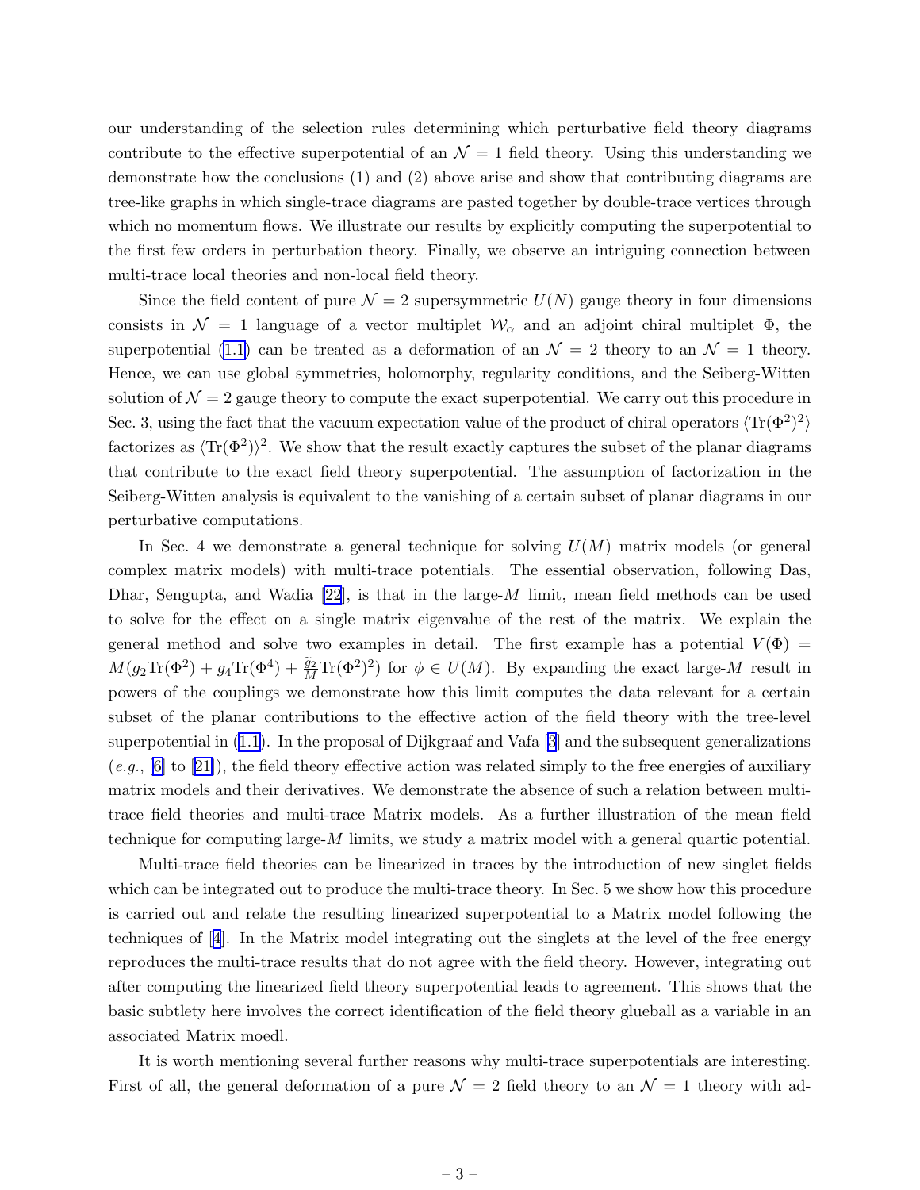our understanding of the selection rules determining which perturbative field theory diagrams contribute to the effective superpotential of an $\mathcal{N}=1$ field theory. Using this understanding we demonstrate how the conclusions (1) and (2) above arise and show that contributing diagrams are tree-like graphs in which single-trace diagrams are pasted together by double-trace vertices through which no momentum flows. We illustrate our results by explicitly computing the superpotential to the first few orders in perturbation theory. Finally, we observe an intriguing connection between multi-trace local theories and non-local field theory.

Since the field content of pure $\mathcal{N}=2$ supersymmetric $U(N)$ gauge theory in four dimensions consists in $\mathcal{N}=1$ language of a vector multiplet $\mathcal{W}_\alpha$ and an adjoint chiral multiplet $\Phi$, the superpotential (1.1) can be treated as a deformation of an $\mathcal{N}=2$ theory to an $\mathcal{N}=1$ theory. Hence, we can use global symmetries, holomorphy, regularity conditions, and the Seiberg-Witten solution of $\mathcal{N}=2$ gauge theory to compute the exact superpotential. We carry out this procedure in Sec. 3, using the fact that the vacuum expectation value of the product of chiral operators $\langle \mathrm{Tr}(\Phi^2)^2 \rangle$ factorizes as $\langle \mathrm{Tr}(\Phi^2) \rangle^2$. We show that the result exactly captures the subset of the planar diagrams that contribute to the exact field theory superpotential. The assumption of factorization in the Seiberg-Witten analysis is equivalent to the vanishing of a certain subset of planar diagrams in our perturbative computations.

In Sec. 4 we demonstrate a general technique for solving $U(M)$ matrix models (or general complex matrix models) with multi-trace potentials. The essential observation, following Das, Dhar, Sengupta, and Wadia [22], is that in the large-$M$ limit, mean field methods can be used to solve for the effect on a single matrix eigenvalue of the rest of the matrix. We explain the general method and solve two examples in detail. The first example has a potential $V(\Phi) = M(g_2 \mathrm{Tr}(\Phi^2) + g_4 \mathrm{Tr}(\Phi^4) + \frac{\tilde{g}_2}{M} \mathrm{Tr}(\Phi^2)^2)$ for $\phi \in U(M)$. By expanding the exact large-$M$ result in powers of the couplings we demonstrate how this limit computes the data relevant for a certain subset of the planar contributions to the effective action of the field theory with the tree-level superpotential in (1.1). In the proposal of Dijkgraaf and Vafa [3] and the subsequent generalizations (*e.g.*, [6] to [21]), the field theory effective action was related simply to the free energies of auxiliary matrix models and their derivatives. We demonstrate the absence of such a relation between multi-trace field theories and multi-trace Matrix models. As a further illustration of the mean field technique for computing large-$M$ limits, we study a matrix model with a general quartic potential.

Multi-trace field theories can be linearized in traces by the introduction of new singlet fields which can be integrated out to produce the multi-trace theory. In Sec. 5 we show how this procedure is carried out and relate the resulting linearized superpotential to a Matrix model following the techniques of [4]. In the Matrix model integrating out the singlets at the level of the free energy reproduces the multi-trace results that do not agree with the field theory. However, integrating out after computing the linearized field theory superpotential leads to agreement. This shows that the basic subtlety here involves the correct identification of the field theory glueball as a variable in an associated Matrix moedl.

It is worth mentioning several further reasons why multi-trace superpotentials are interesting. First of all, the general deformation of a pure $\mathcal{N}=2$ field theory to an $\mathcal{N}=1$ theory with ad-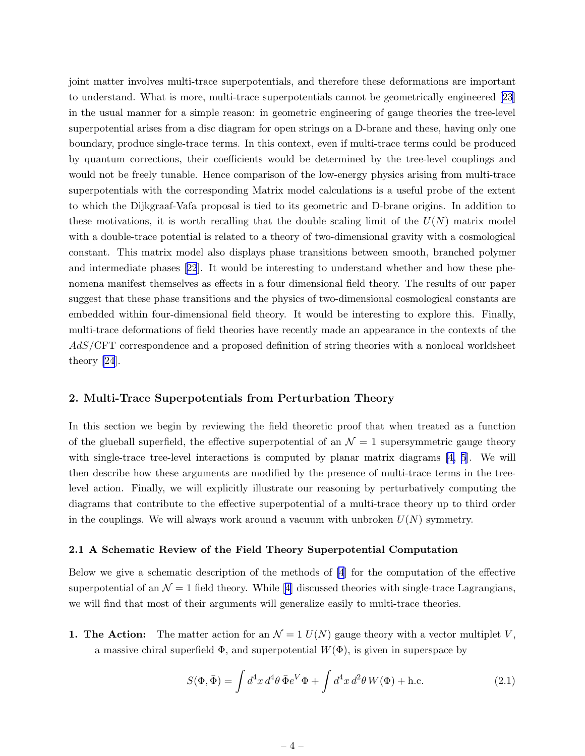joint matter involves multi-trace superpotentials, and therefore these deformations are important to understand. What is more, multi-trace superpotentials cannot be geometrically engineered [23] in the usual manner for a simple reason: in geometric engineering of gauge theories the tree-level superpotential arises from a disc diagram for open strings on a D-brane and these, having only one boundary, produce single-trace terms. In this context, even if multi-trace terms could be produced by quantum corrections, their coefficients would be determined by the tree-level couplings and would not be freely tunable. Hence comparison of the low-energy physics arising from multi-trace superpotentials with the corresponding Matrix model calculations is a useful probe of the extent to which the Dijkgraaf-Vafa proposal is tied to its geometric and D-brane origins. In addition to these motivations, it is worth recalling that the double scaling limit of the $U(N)$ matrix model with a double-trace potential is related to a theory of two-dimensional gravity with a cosmological constant. This matrix model also displays phase transitions between smooth, branched polymer and intermediate phases [22]. It would be interesting to understand whether and how these phenomena manifest themselves as effects in a four dimensional field theory. The results of our paper suggest that these phase transitions and the physics of two-dimensional cosmological constants are embedded within four-dimensional field theory. It would be interesting to explore this. Finally, multi-trace deformations of field theories have recently made an appearance in the contexts of the $AdS$/CFT correspondence and a proposed definition of string theories with a nonlocal worldsheet theory [24].

## 2. Multi-Trace Superpotentials from Perturbation Theory

In this section we begin by reviewing the field theoretic proof that when treated as a function of the glueball superfield, the effective superpotential of an $\mathcal{N} = 1$ supersymmetric gauge theory with single-trace tree-level interactions is computed by planar matrix diagrams [4, 5]. We will then describe how these arguments are modified by the presence of multi-trace terms in the tree-level action. Finally, we will explicitly illustrate our reasoning by perturbatively computing the diagrams that contribute to the effective superpotential of a multi-trace theory up to third order in the couplings. We will always work around a vacuum with unbroken $U(N)$ symmetry.

### 2.1 A Schematic Review of the Field Theory Superpotential Computation

Below we give a schematic description of the methods of [4] for the computation of the effective superpotential of an $\mathcal{N} = 1$ field theory. While [4] discussed theories with single-trace Lagrangians, we will find that most of their arguments will generalize easily to multi-trace theories.

**1. The Action:** The matter action for an $\mathcal{N} = 1$ $U(N)$ gauge theory with a vector multiplet $V$, a massive chiral superfield $\Phi$, and superpotential $W(\Phi)$, is given in superspace by

$$S(\Phi, \bar{\Phi}) = \int d^4x\, d^4\theta\, \bar{\Phi} e^V \Phi + \int d^4x\, d^2\theta\, W(\Phi) + \text{h.c.} \tag{2.1}$$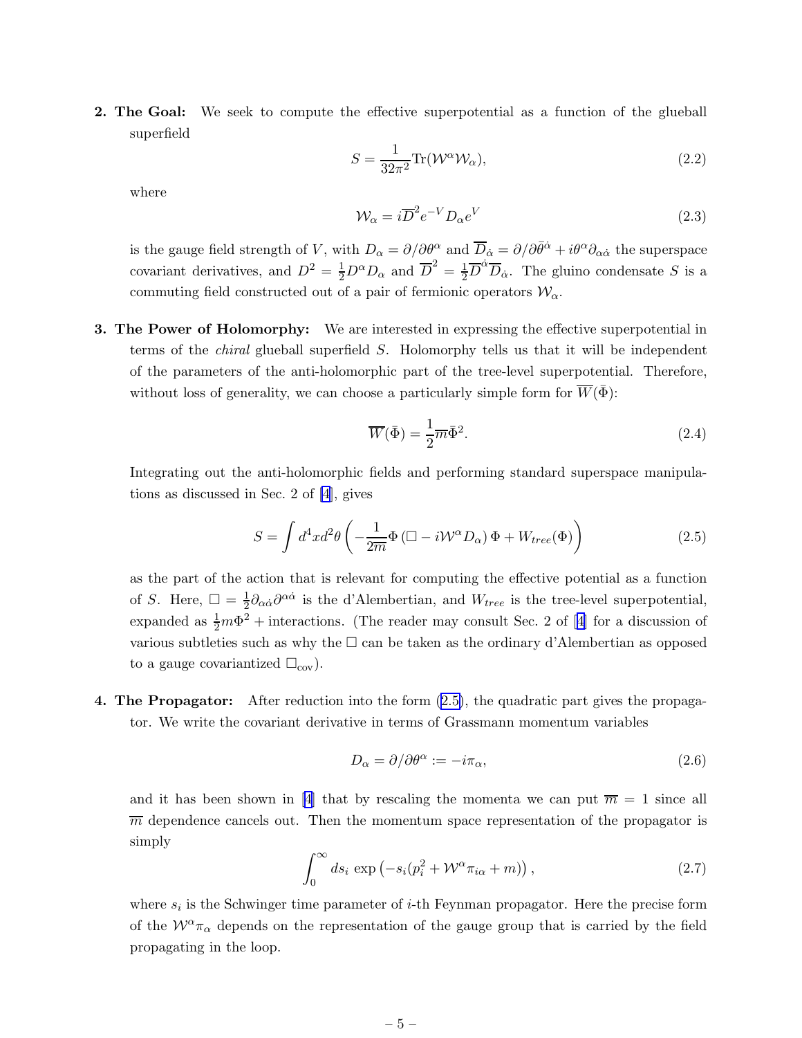2. **The Goal:** We seek to compute the effective superpotential as a function of the glueball superfield

$$S = \frac{1}{32\pi^2}\mathrm{Tr}(\mathcal{W}^\alpha \mathcal{W}_\alpha), \tag{2.2}$$

where

$$\mathcal{W}_\alpha = i\overline{D}^2 e^{-V} D_\alpha e^V \tag{2.3}$$

is the gauge field strength of $V$, with $D_\alpha = \partial/\partial\theta^\alpha$ and $\overline{D}_{\dot\alpha} = \partial/\partial\bar\theta^{\dot\alpha} + i\theta^\alpha\partial_{\alpha\dot\alpha}$ the superspace covariant derivatives, and $D^2 = \frac{1}{2}D^\alpha D_\alpha$ and $\overline{D}^2 = \frac{1}{2}\overline{D}^{\dot\alpha}\overline{D}_{\dot\alpha}$. The gluino condensate $S$ is a commuting field constructed out of a pair of fermionic operators $\mathcal{W}_\alpha$.

3. **The Power of Holomorphy:** We are interested in expressing the effective superpotential in terms of the *chiral* glueball superfield $S$. Holomorphy tells us that it will be independent of the parameters of the anti-holomorphic part of the tree-level superpotential. Therefore, without loss of generality, we can choose a particularly simple form for $\overline{W}(\bar\Phi)$:

$$\overline{W}(\bar\Phi) = \frac{1}{2}\overline{m}\bar\Phi^2. \tag{2.4}$$

Integrating out the anti-holomorphic fields and performing standard superspace manipulations as discussed in Sec. 2 of [4], gives

$$S = \int d^4x d^2\theta \left(-\frac{1}{2\overline{m}}\Phi\left(\Box - i\mathcal{W}^\alpha D_\alpha\right)\Phi + W_{tree}(\Phi)\right) \tag{2.5}$$

as the part of the action that is relevant for computing the effective potential as a function of $S$. Here, $\Box = \frac{1}{2}\partial_{\alpha\dot\alpha}\partial^{\alpha\dot\alpha}$ is the d'Alembertian, and $W_{tree}$ is the tree-level superpotential, expanded as $\frac{1}{2}m\Phi^2 +$ interactions. (The reader may consult Sec. 2 of [4] for a discussion of various subtleties such as why the $\Box$ can be taken as the ordinary d'Alembertian as opposed to a gauge covariantized $\Box_{\mathrm{cov}}$).

4. **The Propagator:** After reduction into the form (2.5), the quadratic part gives the propagator. We write the covariant derivative in terms of Grassmann momentum variables

$$D_\alpha = \partial/\partial\theta^\alpha := -i\pi_\alpha, \tag{2.6}$$

and it has been shown in [4] that by rescaling the momenta we can put $\overline{m} = 1$ since all $\overline{m}$ dependence cancels out. Then the momentum space representation of the propagator is simply

$$\int_0^\infty ds_i \, \exp\left(-s_i(p_i^2 + \mathcal{W}^\alpha\pi_{i\alpha} + m)\right), \tag{2.7}$$

where $s_i$ is the Schwinger time parameter of $i$-th Feynman propagator. Here the precise form of the $\mathcal{W}^\alpha\pi_\alpha$ depends on the representation of the gauge group that is carried by the field propagating in the loop.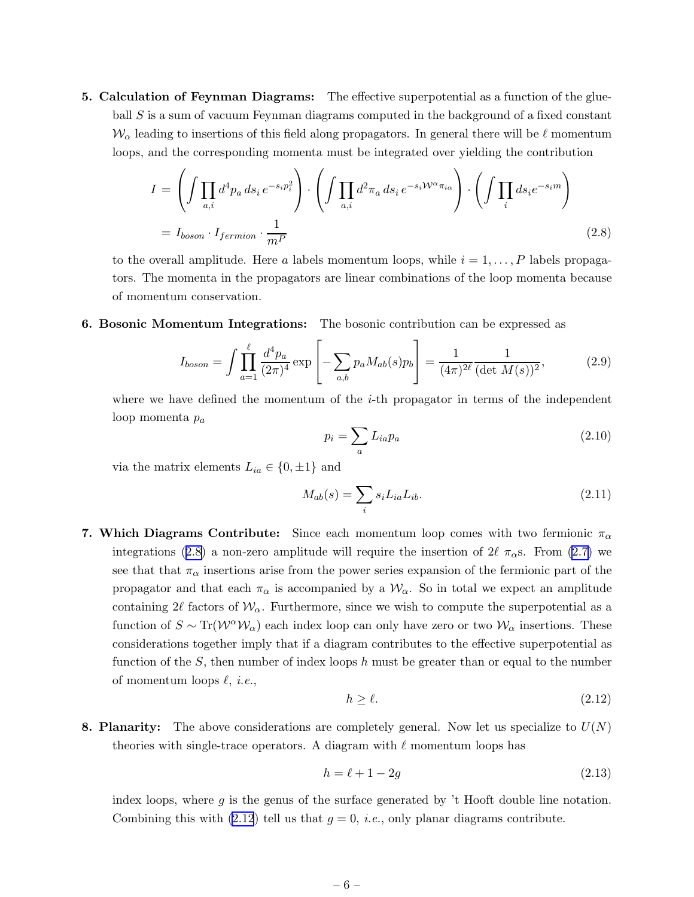5. **Calculation of Feynman Diagrams:** The effective superpotential as a function of the glueball $S$ is a sum of vacuum Feynman diagrams computed in the background of a fixed constant $\mathcal{W}_\alpha$ leading to insertions of this field along propagators. In general there will be $\ell$ momentum loops, and the corresponding momenta must be integrated over yielding the contribution

$$
\begin{aligned}
I &= \left( \int \prod_{a,i} d^4 p_a \, ds_i \, e^{-s_i p_i^2} \right) \cdot \left( \int \prod_{a,i} d^2 \pi_a \, ds_i \, e^{-s_i \mathcal{W}^\alpha \pi_{i\alpha}} \right) \cdot \left( \int \prod_i ds_i e^{-s_i m} \right) \\
&= I_{boson} \cdot I_{fermion} \cdot \frac{1}{m^P}
\end{aligned}
\tag{2.8}
$$

to the overall amplitude. Here $a$ labels momentum loops, while $i = 1, \ldots, P$ labels propagators. The momenta in the propagators are linear combinations of the loop momenta because of momentum conservation.

6. **Bosonic Momentum Integrations:** The bosonic contribution can be expressed as

$$
I_{boson} = \int \prod_{a=1}^{\ell} \frac{d^4 p_a}{(2\pi)^4} \exp\left[ -\sum_{a,b} p_a M_{ab}(s) p_b \right] = \frac{1}{(4\pi)^{2\ell}} \frac{1}{(\det M(s))^2}, \tag{2.9}
$$

where we have defined the momentum of the $i$-th propagator in terms of the independent loop momenta $p_a$

$$
p_i = \sum_a L_{ia} p_a \tag{2.10}
$$

via the matrix elements $L_{ia} \in \{0, \pm 1\}$ and

$$
M_{ab}(s) = \sum_i s_i L_{ia} L_{ib}. \tag{2.11}
$$

7. **Which Diagrams Contribute:** Since each momentum loop comes with two fermionic $\pi_\alpha$ integrations (2.8) a non-zero amplitude will require the insertion of $2\ell$ $\pi_\alpha$s. From (2.7) we see that that $\pi_\alpha$ insertions arise from the power series expansion of the fermionic part of the propagator and that each $\pi_\alpha$ is accompanied by a $\mathcal{W}_\alpha$. So in total we expect an amplitude containing $2\ell$ factors of $\mathcal{W}_\alpha$. Furthermore, since we wish to compute the superpotential as a function of $S \sim \mathrm{Tr}(\mathcal{W}^\alpha \mathcal{W}_\alpha)$ each index loop can only have zero or two $\mathcal{W}_\alpha$ insertions. These considerations together imply that if a diagram contributes to the effective superpotential as function of the $S$, then number of index loops $h$ must be greater than or equal to the number of momentum loops $\ell$, *i.e.*,

$$
h \geq \ell. \tag{2.12}
$$

8. **Planarity:** The above considerations are completely general. Now let us specialize to $U(N)$ theories with single-trace operators. A diagram with $\ell$ momentum loops has

$$
h = \ell + 1 - 2g \tag{2.13}
$$

index loops, where $g$ is the genus of the surface generated by 't Hooft double line notation. Combining this with (2.12) tell us that $g = 0$, *i.e.*, only planar diagrams contribute.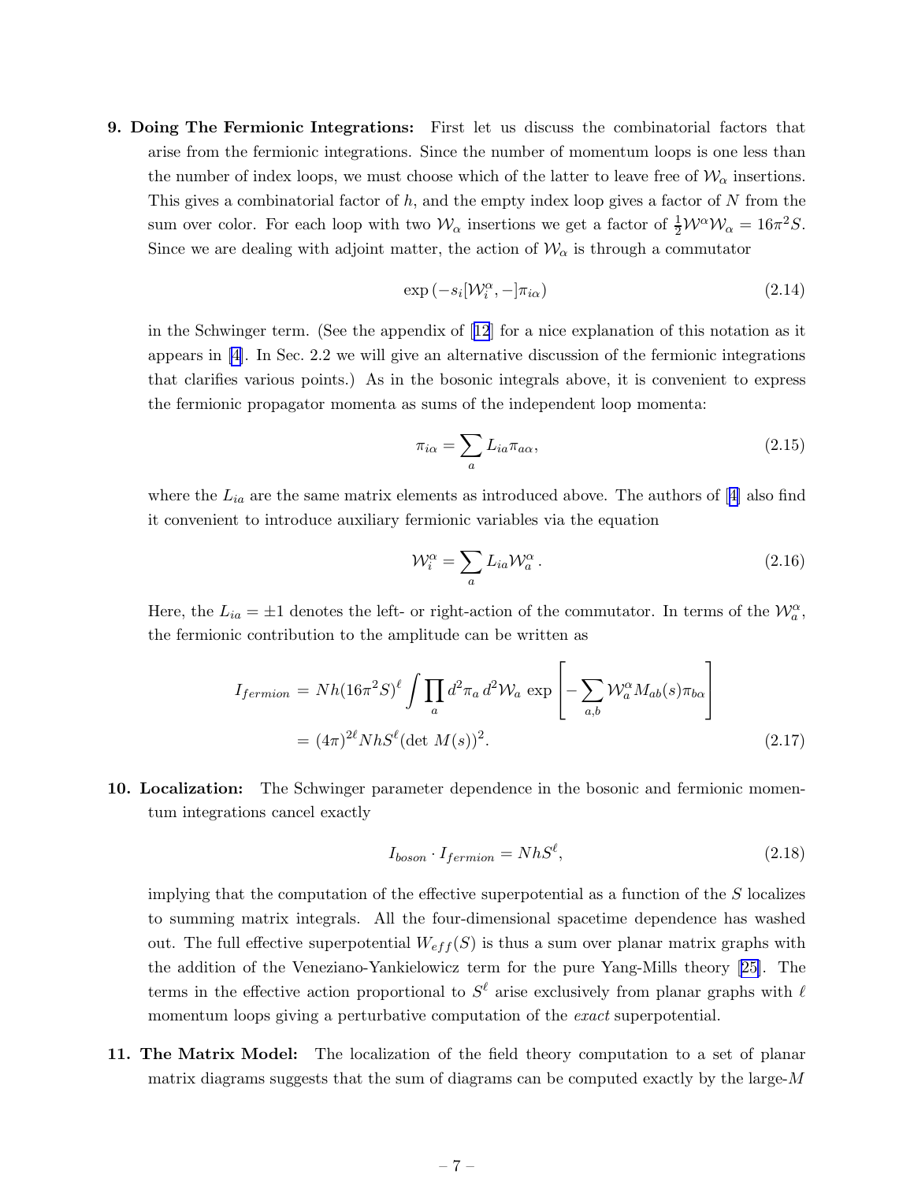9. **Doing The Fermionic Integrations:** First let us discuss the combinatorial factors that arise from the fermionic integrations. Since the number of momentum loops is one less than the number of index loops, we must choose which of the latter to leave free of $\mathcal{W}_\alpha$ insertions. This gives a combinatorial factor of $h$, and the empty index loop gives a factor of $N$ from the sum over color. For each loop with two $\mathcal{W}_\alpha$ insertions we get a factor of $\frac{1}{2}\mathcal{W}^\alpha\mathcal{W}_\alpha = 16\pi^2 S$. Since we are dealing with adjoint matter, the action of $\mathcal{W}_\alpha$ is through a commutator

$$\exp\left(-s_i[\mathcal{W}_i^\alpha, -]\pi_{i\alpha}\right) \tag{2.14}$$

in the Schwinger term. (See the appendix of [12] for a nice explanation of this notation as it appears in [4]. In Sec. 2.2 we will give an alternative discussion of the fermionic integrations that clarifies various points.) As in the bosonic integrals above, it is convenient to express the fermionic propagator momenta as sums of the independent loop momenta:

$$\pi_{i\alpha} = \sum_a L_{ia}\pi_{a\alpha}, \tag{2.15}$$

where the $L_{ia}$ are the same matrix elements as introduced above. The authors of [4] also find it convenient to introduce auxiliary fermionic variables via the equation

$$\mathcal{W}_i^\alpha = \sum_a L_{ia}\mathcal{W}_a^\alpha\,. \tag{2.16}$$

Here, the $L_{ia} = \pm 1$ denotes the left- or right-action of the commutator. In terms of the $\mathcal{W}_a^\alpha$, the fermionic contribution to the amplitude can be written as

$$\begin{aligned} I_{fermion} &= Nh(16\pi^2 S)^\ell \int \prod_a d^2\pi_a\, d^2\mathcal{W}_a \,\exp\left[-\sum_{a,b}\mathcal{W}_a^\alpha M_{ab}(s)\pi_{b\alpha}\right] \\ &= (4\pi)^{2\ell} NhS^\ell(\det\, M(s))^2. \end{aligned} \tag{2.17}$$

10. **Localization:** The Schwinger parameter dependence in the bosonic and fermionic momentum integrations cancel exactly

$$I_{boson}\cdot I_{fermion} = NhS^\ell, \tag{2.18}$$

implying that the computation of the effective superpotential as a function of the $S$ localizes to summing matrix integrals. All the four-dimensional spacetime dependence has washed out. The full effective superpotential $W_{eff}(S)$ is thus a sum over planar matrix graphs with the addition of the Veneziano-Yankielowicz term for the pure Yang-Mills theory [25]. The terms in the effective action proportional to $S^\ell$ arise exclusively from planar graphs with $\ell$ momentum loops giving a perturbative computation of the *exact* superpotential.

11. **The Matrix Model:** The localization of the field theory computation to a set of planar matrix diagrams suggests that the sum of diagrams can be computed exactly by the large-$M$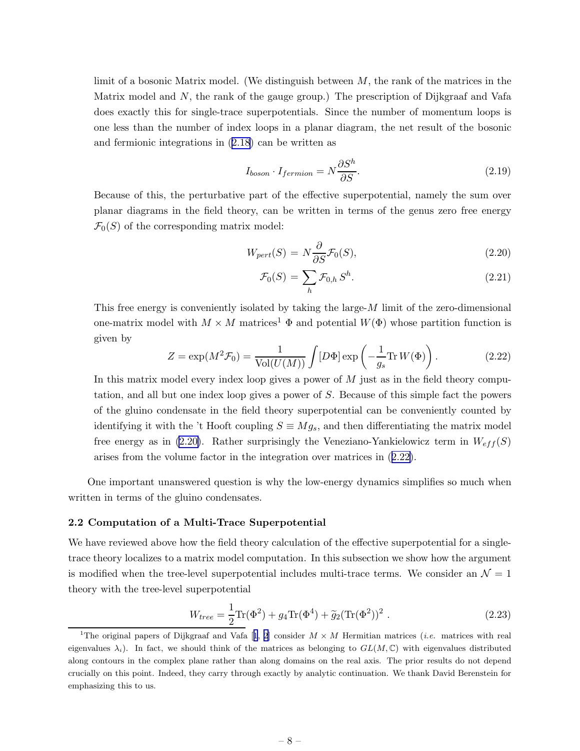limit of a bosonic Matrix model. (We distinguish between $M$, the rank of the matrices in the Matrix model and $N$, the rank of the gauge group.) The prescription of Dijkgraaf and Vafa does exactly this for single-trace superpotentials. Since the number of momentum loops is one less than the number of index loops in a planar diagram, the net result of the bosonic and fermionic integrations in (2.18) can be written as

$$I_{boson} \cdot I_{fermion} = N \frac{\partial S^h}{\partial S}. \tag{2.19}$$

Because of this, the perturbative part of the effective superpotential, namely the sum over planar diagrams in the field theory, can be written in terms of the genus zero free energy $\mathcal{F}_0(S)$ of the corresponding matrix model:

$$W_{pert}(S) = N \frac{\partial}{\partial S} \mathcal{F}_0(S), \tag{2.20}$$

$$\mathcal{F}_0(S) = \sum_h \mathcal{F}_{0,h} \, S^h. \tag{2.21}$$

This free energy is conveniently isolated by taking the large-$M$ limit of the zero-dimensional one-matrix model with $M \times M$ matrices[1] $\Phi$ and potential $W(\Phi)$ whose partition function is given by

$$Z = \exp(M^2 \mathcal{F}_0) = \frac{1}{\mathrm{Vol}(U(M))} \int [D\Phi] \exp\left( -\frac{1}{g_s} \mathrm{Tr}\, W(\Phi) \right). \tag{2.22}$$

In this matrix model every index loop gives a power of $M$ just as in the field theory computation, and all but one index loop gives a power of $S$. Because of this simple fact the powers of the gluino condensate in the field theory superpotential can be conveniently counted by identifying it with the 't Hooft coupling $S \equiv M g_s$, and then differentiating the matrix model free energy as in (2.20). Rather surprisingly the Veneziano-Yankielowicz term in $W_{eff}(S)$ arises from the volume factor in the integration over matrices in (2.22).

One important unanswered question is why the low-energy dynamics simplifies so much when written in terms of the gluino condensates.

### 2.2 Computation of a Multi-Trace Superpotential

We have reviewed above how the field theory calculation of the effective superpotential for a single-trace theory localizes to a matrix model computation. In this subsection we show how the argument is modified when the tree-level superpotential includes multi-trace terms. We consider an $\mathcal{N} = 1$ theory with the tree-level superpotential

$$W_{tree} = \frac{1}{2} \mathrm{Tr}(\Phi^2) + g_4 \mathrm{Tr}(\Phi^4) + \widetilde{g}_2 (\mathrm{Tr}(\Phi^2))^2 \,. \tag{2.23}$$

[1] The original papers of Dijkgraaf and Vafa [1, 2] consider $M \times M$ Hermitian matrices (*i.e.* matrices with real eigenvalues $\lambda_i$). In fact, we should think of the matrices as belonging to $GL(M, \mathbb{C})$ with eigenvalues distributed along contours in the complex plane rather than along domains on the real axis. The prior results do not depend crucially on this point. Indeed, they carry through exactly by analytic continuation. We thank David Berenstein for emphasizing this to us.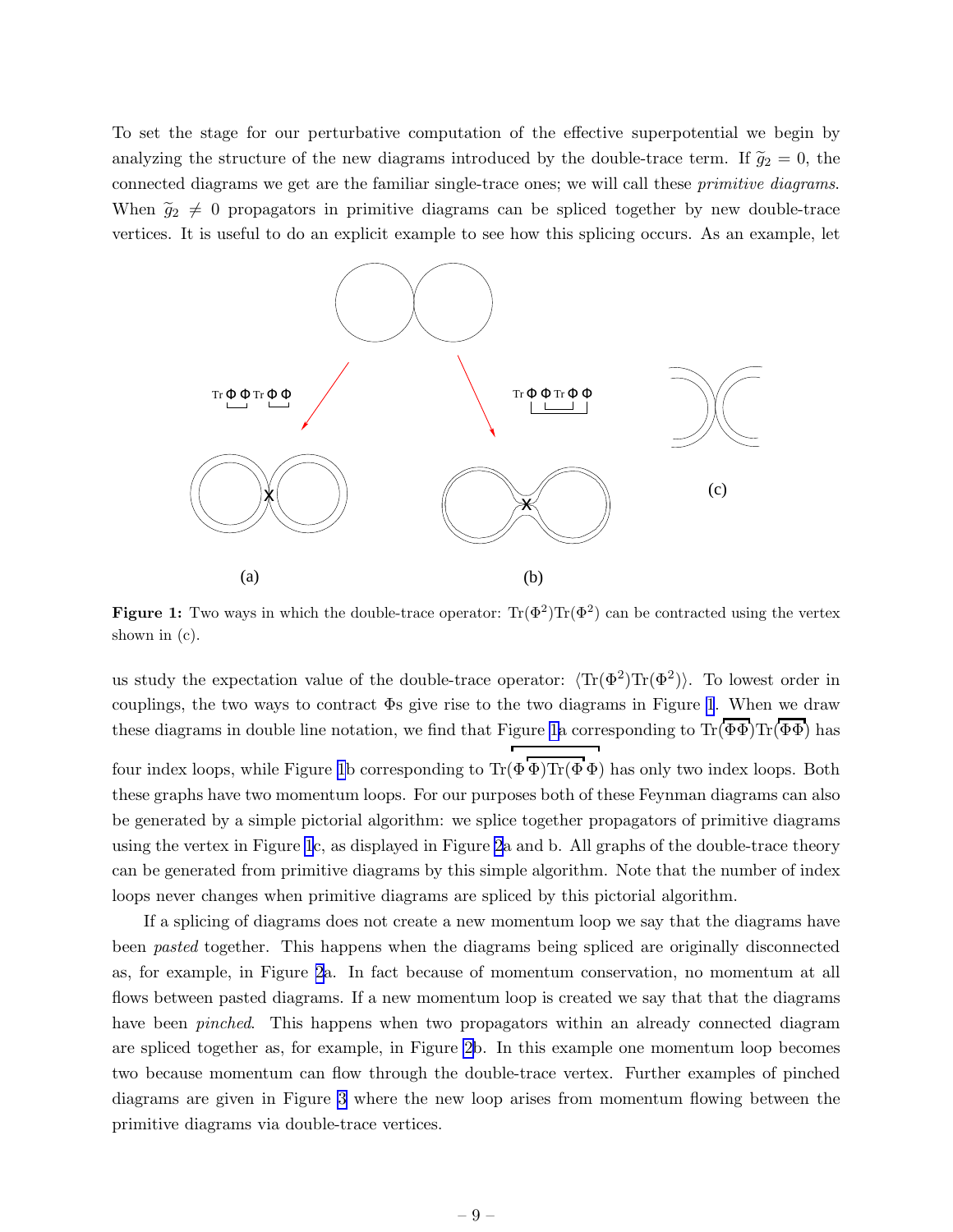To set the stage for our perturbative computation of the effective superpotential we begin by analyzing the structure of the new diagrams introduced by the double-trace term. If $\widetilde{g}_2 = 0$, the connected diagrams we get are the familiar single-trace ones; we will call these *primitive diagrams*. When $\widetilde{g}_2 \neq 0$ propagators in primitive diagrams can be spliced together by new double-trace vertices. It is useful to do an explicit example to see how this splicing occurs. As an example, let

**Figure 1:** Two ways in which the double-trace operator: $\mathrm{Tr}(\Phi^2)\mathrm{Tr}(\Phi^2)$ can be contracted using the vertex shown in (c).

us study the expectation value of the double-trace operator: $\langle \mathrm{Tr}(\Phi^2)\mathrm{Tr}(\Phi^2)\rangle$. To lowest order in couplings, the two ways to contract $\Phi$s give rise to the two diagrams in Figure 1. When we draw these diagrams in double line notation, we find that Figure 1a corresponding to $\mathrm{Tr}(\overline{\Phi\Phi})\mathrm{Tr}(\overline{\Phi\Phi})$ has four index loops, while Figure 1b corresponding to $\mathrm{Tr}(\Phi\,\Phi)\mathrm{Tr}(\Phi\,\Phi)$ (with the first $\Phi$ contracted with the last and the second with the third) has only two index loops. Both these graphs have two momentum loops. For our purposes both of these Feynman diagrams can also be generated by a simple pictorial algorithm: we splice together propagators of primitive diagrams using the vertex in Figure 1c, as displayed in Figure 2a and b. All graphs of the double-trace theory can be generated from primitive diagrams by this simple algorithm. Note that the number of index loops never changes when primitive diagrams are spliced by this pictorial algorithm.

If a splicing of diagrams does not create a new momentum loop we say that the diagrams have been *pasted* together. This happens when the diagrams being spliced are originally disconnected as, for example, in Figure 2a. In fact because of momentum conservation, no momentum at all flows between pasted diagrams. If a new momentum loop is created we say that that the diagrams have been *pinched*. This happens when two propagators within an already connected diagram are spliced together as, for example, in Figure 2b. In this example one momentum loop becomes two because momentum can flow through the double-trace vertex. Further examples of pinched diagrams are given in Figure 3 where the new loop arises from momentum flowing between the primitive diagrams via double-trace vertices.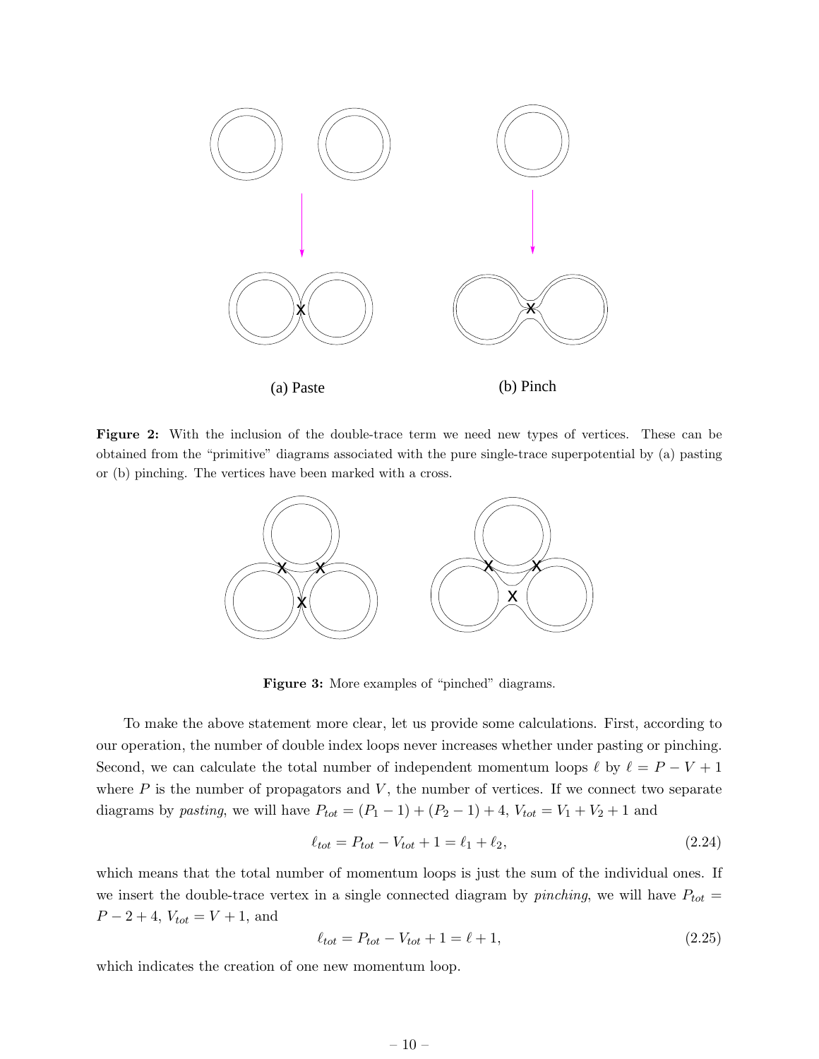(a) Paste

(b) Pinch

**Figure 2:** With the inclusion of the double-trace term we need new types of vertices. These can be obtained from the "primitive" diagrams associated with the pure single-trace superpotential by (a) pasting or (b) pinching. The vertices have been marked with a cross.

**Figure 3:** More examples of "pinched" diagrams.

To make the above statement more clear, let us provide some calculations. First, according to our operation, the number of double index loops never increases whether under pasting or pinching. Second, we can calculate the total number of independent momentum loops $\ell$ by $\ell = P - V + 1$ where $P$ is the number of propagators and $V$, the number of vertices. If we connect two separate diagrams by *pasting*, we will have $P_{tot} = (P_1 - 1) + (P_2 - 1) + 4$, $V_{tot} = V_1 + V_2 + 1$ and

$$\ell_{tot} = P_{tot} - V_{tot} + 1 = \ell_1 + \ell_2, \tag{2.24}$$

which means that the total number of momentum loops is just the sum of the individual ones. If we insert the double-trace vertex in a single connected diagram by *pinching*, we will have $P_{tot} = P - 2 + 4$, $V_{tot} = V + 1$, and

$$\ell_{tot} = P_{tot} - V_{tot} + 1 = \ell + 1, \tag{2.25}$$

which indicates the creation of one new momentum loop.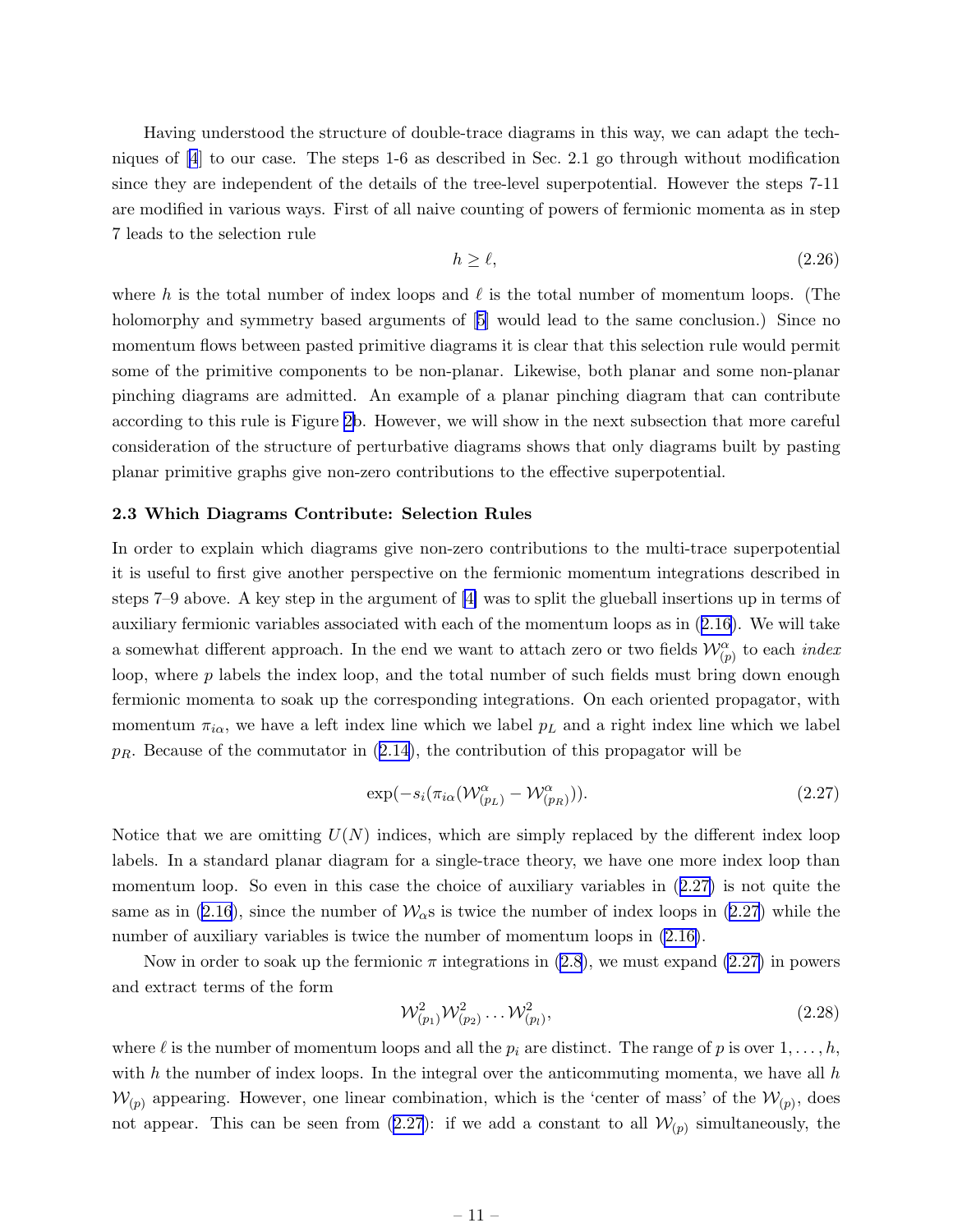Having understood the structure of double-trace diagrams in this way, we can adapt the techniques of [4] to our case. The steps 1-6 as described in Sec. 2.1 go through without modification since they are independent of the details of the tree-level superpotential. However the steps 7-11 are modified in various ways. First of all naive counting of powers of fermionic momenta as in step 7 leads to the selection rule

$$h \geq \ell, \tag{2.26}$$

where $h$ is the total number of index loops and $\ell$ is the total number of momentum loops. (The holomorphy and symmetry based arguments of [5] would lead to the same conclusion.) Since no momentum flows between pasted primitive diagrams it is clear that this selection rule would permit some of the primitive components to be non-planar. Likewise, both planar and some non-planar pinching diagrams are admitted. An example of a planar pinching diagram that can contribute according to this rule is Figure 2b. However, we will show in the next subsection that more careful consideration of the structure of perturbative diagrams shows that only diagrams built by pasting planar primitive graphs give non-zero contributions to the effective superpotential.

### 2.3 Which Diagrams Contribute: Selection Rules

In order to explain which diagrams give non-zero contributions to the multi-trace superpotential it is useful to first give another perspective on the fermionic momentum integrations described in steps 7–9 above. A key step in the argument of [4] was to split the glueball insertions up in terms of auxiliary fermionic variables associated with each of the momentum loops as in (2.16). We will take a somewhat different approach. In the end we want to attach zero or two fields $\mathcal{W}^{\alpha}_{(p)}$ to each *index* loop, where $p$ labels the index loop, and the total number of such fields must bring down enough fermionic momenta to soak up the corresponding integrations. On each oriented propagator, with momentum $\pi_{i\alpha}$, we have a left index line which we label $p_L$ and a right index line which we label $p_R$. Because of the commutator in (2.14), the contribution of this propagator will be

$$\exp(-s_i(\pi_{i\alpha}(\mathcal{W}^{\alpha}_{(p_L)} - \mathcal{W}^{\alpha}_{(p_R)})). \tag{2.27}$$

Notice that we are omitting $U(N)$ indices, which are simply replaced by the different index loop labels. In a standard planar diagram for a single-trace theory, we have one more index loop than momentum loop. So even in this case the choice of auxiliary variables in (2.27) is not quite the same as in (2.16), since the number of $\mathcal{W}_{\alpha}$s is twice the number of index loops in (2.27) while the number of auxiliary variables is twice the number of momentum loops in (2.16).

Now in order to soak up the fermionic $\pi$ integrations in (2.8), we must expand (2.27) in powers and extract terms of the form

$$\mathcal{W}^2_{(p_1)}\mathcal{W}^2_{(p_2)}\ldots\mathcal{W}^2_{(p_l)}, \tag{2.28}$$

where $\ell$ is the number of momentum loops and all the $p_i$ are distinct. The range of $p$ is over $1,\ldots,h$, with $h$ the number of index loops. In the integral over the anticommuting momenta, we have all $h$ $\mathcal{W}_{(p)}$ appearing. However, one linear combination, which is the 'center of mass' of the $\mathcal{W}_{(p)}$, does not appear. This can be seen from (2.27): if we add a constant to all $\mathcal{W}_{(p)}$ simultaneously, the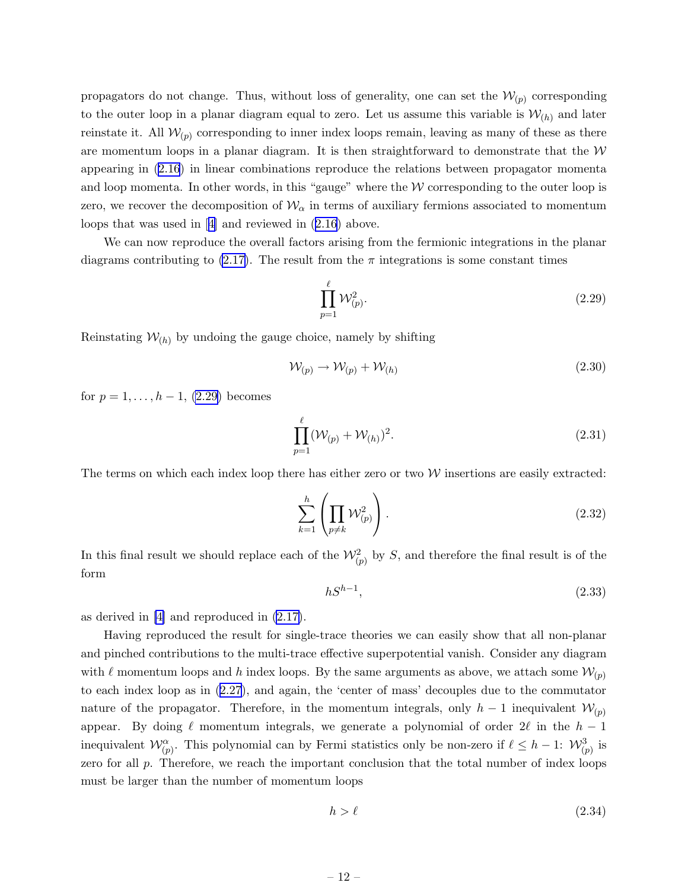propagators do not change. Thus, without loss of generality, one can set the $\mathcal{W}_{(p)}$ corresponding to the outer loop in a planar diagram equal to zero. Let us assume this variable is $\mathcal{W}_{(h)}$ and later reinstate it. All $\mathcal{W}_{(p)}$ corresponding to inner index loops remain, leaving as many of these as there are momentum loops in a planar diagram. It is then straightforward to demonstrate that the $\mathcal{W}$ appearing in (2.16) in linear combinations reproduce the relations between propagator momenta and loop momenta. In other words, in this "gauge" where the $\mathcal{W}$ corresponding to the outer loop is zero, we recover the decomposition of $\mathcal{W}_\alpha$ in terms of auxiliary fermions associated to momentum loops that was used in [4] and reviewed in (2.16) above.

We can now reproduce the overall factors arising from the fermionic integrations in the planar diagrams contributing to (2.17). The result from the $\pi$ integrations is some constant times

$$\prod_{p=1}^{\ell} \mathcal{W}_{(p)}^2. \tag{2.29}$$

Reinstating $\mathcal{W}_{(h)}$ by undoing the gauge choice, namely by shifting

$$\mathcal{W}_{(p)} \to \mathcal{W}_{(p)} + \mathcal{W}_{(h)} \tag{2.30}$$

for $p = 1, \ldots, h-1$, (2.29) becomes

$$\prod_{p=1}^{\ell} (\mathcal{W}_{(p)} + \mathcal{W}_{(h)})^2. \tag{2.31}$$

The terms on which each index loop there has either zero or two $\mathcal{W}$ insertions are easily extracted:

$$\sum_{k=1}^{h} \left( \prod_{p \neq k} \mathcal{W}_{(p)}^2 \right). \tag{2.32}$$

In this final result we should replace each of the $\mathcal{W}_{(p)}^2$ by $S$, and therefore the final result is of the form

$$h S^{h-1}, \tag{2.33}$$

as derived in [4] and reproduced in (2.17).

Having reproduced the result for single-trace theories we can easily show that all non-planar and pinched contributions to the multi-trace effective superpotential vanish. Consider any diagram with $\ell$ momentum loops and $h$ index loops. By the same arguments as above, we attach some $\mathcal{W}_{(p)}$ to each index loop as in (2.27), and again, the 'center of mass' decouples due to the commutator nature of the propagator. Therefore, in the momentum integrals, only $h-1$ inequivalent $\mathcal{W}_{(p)}$ appear. By doing $\ell$ momentum integrals, we generate a polynomial of order $2\ell$ in the $h-1$ inequivalent $\mathcal{W}_{(p)}^{\alpha}$. This polynomial can by Fermi statistics only be non-zero if $\ell \leq h-1$: $\mathcal{W}_{(p)}^3$ is zero for all $p$. Therefore, we reach the important conclusion that the total number of index loops must be larger than the number of momentum loops

$$h > \ell \tag{2.34}$$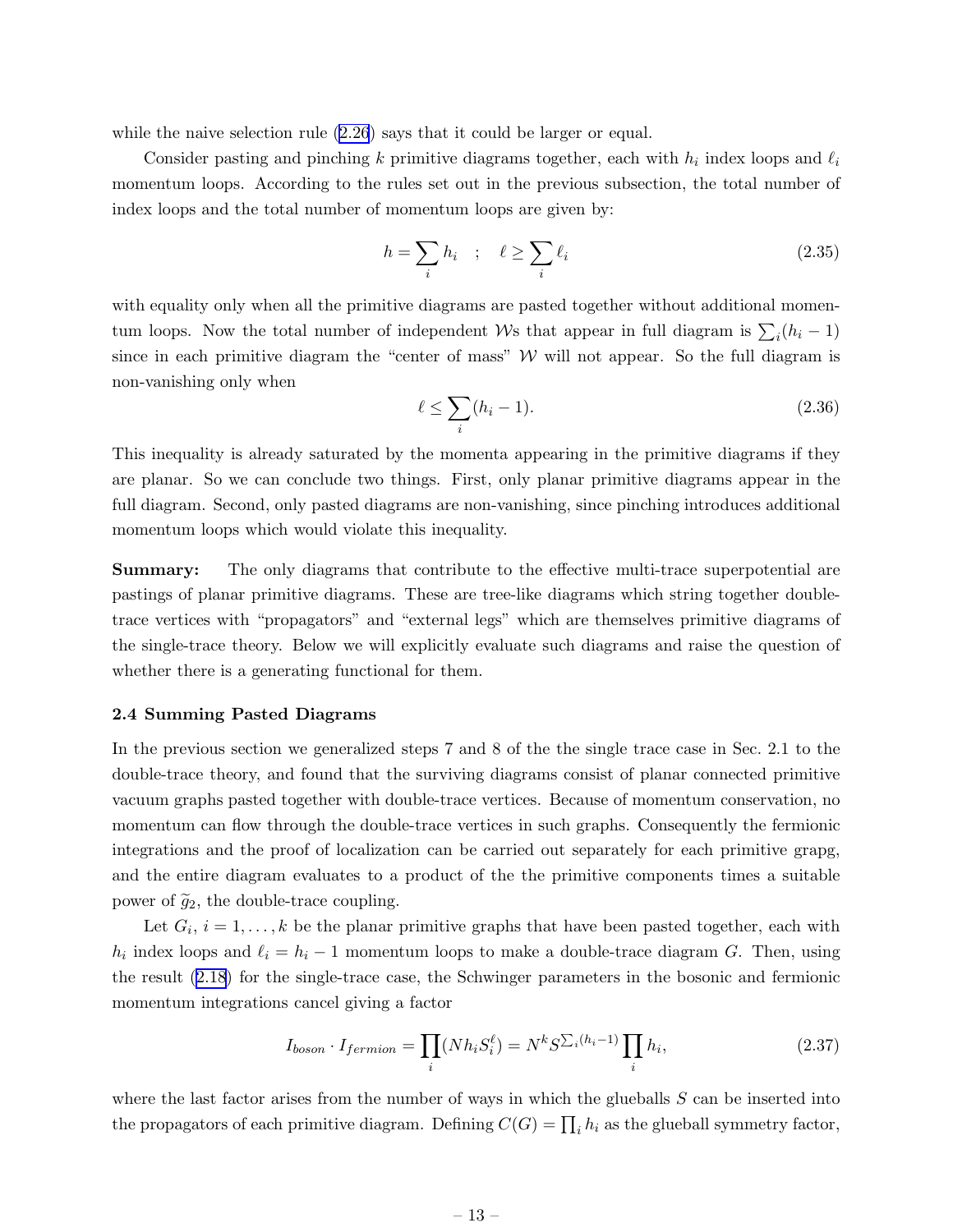while the naive selection rule (2.26) says that it could be larger or equal.

Consider pasting and pinching $k$ primitive diagrams together, each with $h_i$ index loops and $\ell_i$ momentum loops. According to the rules set out in the previous subsection, the total number of index loops and the total number of momentum loops are given by:

$$h = \sum_i h_i \quad ; \quad \ell \geq \sum_i \ell_i \tag{2.35}$$

with equality only when all the primitive diagrams are pasted together without additional momentum loops. Now the total number of independent $\mathcal{W}$s that appear in full diagram is $\sum_i (h_i - 1)$ since in each primitive diagram the "center of mass" $\mathcal{W}$ will not appear. So the full diagram is non-vanishing only when

$$\ell \leq \sum_i (h_i - 1). \tag{2.36}$$

This inequality is already saturated by the momenta appearing in the primitive diagrams if they are planar. So we can conclude two things. First, only planar primitive diagrams appear in the full diagram. Second, only pasted diagrams are non-vanishing, since pinching introduces additional momentum loops which would violate this inequality.

**Summary:** The only diagrams that contribute to the effective multi-trace superpotential are pastings of planar primitive diagrams. These are tree-like diagrams which string together double-trace vertices with "propagators" and "external legs" which are themselves primitive diagrams of the single-trace theory. Below we will explicitly evaluate such diagrams and raise the question of whether there is a generating functional for them.

### 2.4 Summing Pasted Diagrams

In the previous section we generalized steps 7 and 8 of the the single trace case in Sec. 2.1 to the double-trace theory, and found that the surviving diagrams consist of planar connected primitive vacuum graphs pasted together with double-trace vertices. Because of momentum conservation, no momentum can flow through the double-trace vertices in such graphs. Consequently the fermionic integrations and the proof of localization can be carried out separately for each primitive grapg, and the entire diagram evaluates to a product of the the primitive components times a suitable power of $\widetilde{g}_2$, the double-trace coupling.

Let $G_i$, $i = 1, \ldots, k$ be the planar primitive graphs that have been pasted together, each with $h_i$ index loops and $\ell_i = h_i - 1$ momentum loops to make a double-trace diagram $G$. Then, using the result (2.18) for the single-trace case, the Schwinger parameters in the bosonic and fermionic momentum integrations cancel giving a factor

$$I_{boson} \cdot I_{fermion} = \prod_i (N h_i S_i^{\ell}) = N^k S^{\sum_i (h_i - 1)} \prod_i h_i, \tag{2.37}$$

where the last factor arises from the number of ways in which the glueballs $S$ can be inserted into the propagators of each primitive diagram. Defining $C(G) = \prod_i h_i$ as the glueball symmetry factor,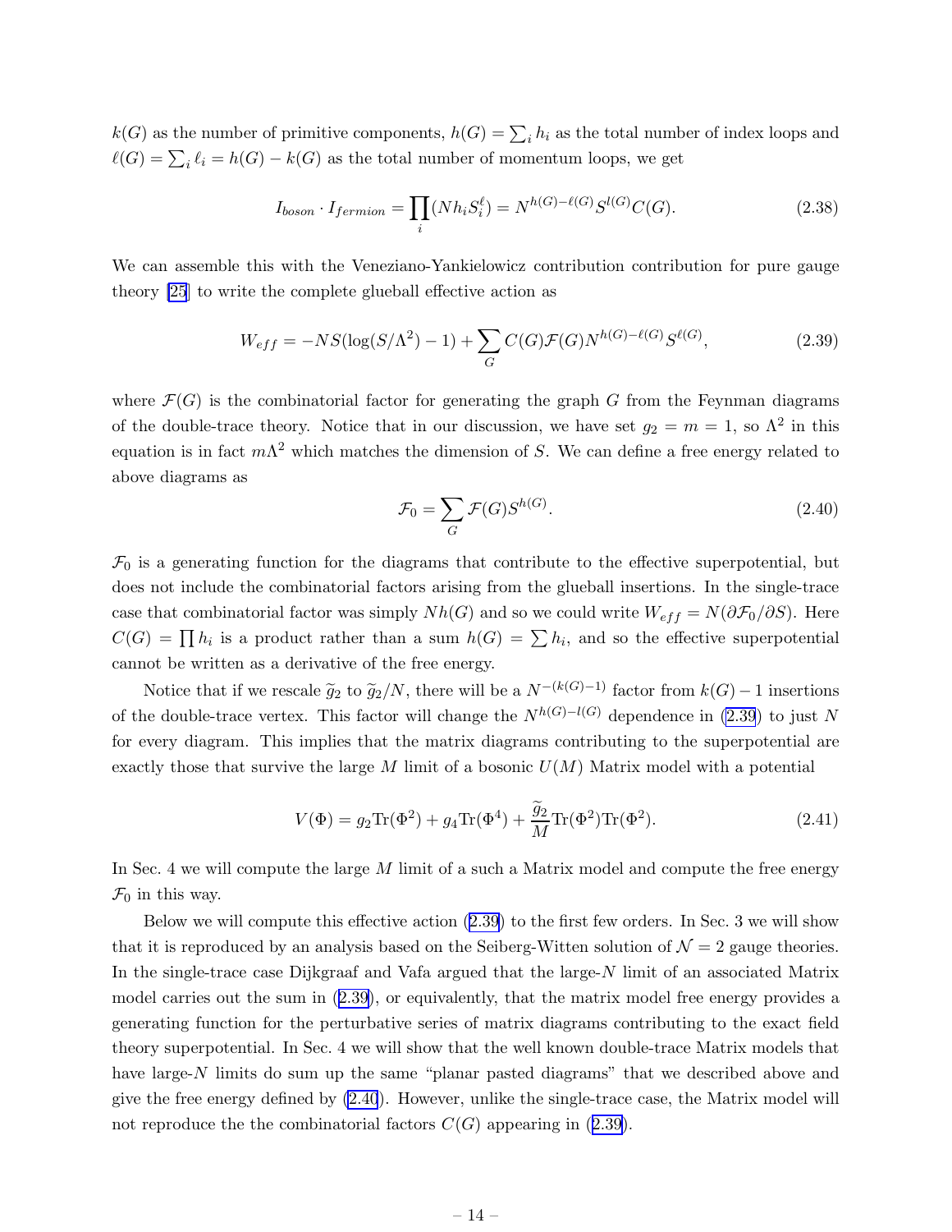$k(G)$ as the number of primitive components, $h(G) = \sum_i h_i$ as the total number of index loops and $\ell(G) = \sum_i \ell_i = h(G) - k(G)$ as the total number of momentum loops, we get

$$I_{boson} \cdot I_{fermion} = \prod_i (N h_i S_i^{\ell}) = N^{h(G)-\ell(G)} S^{l(G)} C(G). \tag{2.38}$$

We can assemble this with the Veneziano-Yankielowicz contribution contribution for pure gauge theory [25] to write the complete glueball effective action as

$$W_{eff} = -NS(\log(S/\Lambda^2) - 1) + \sum_G C(G)\mathcal{F}(G) N^{h(G)-\ell(G)} S^{\ell(G)}, \tag{2.39}$$

where $\mathcal{F}(G)$ is the combinatorial factor for generating the graph $G$ from the Feynman diagrams of the double-trace theory. Notice that in our discussion, we have set $g_2 = m = 1$, so $\Lambda^2$ in this equation is in fact $m\Lambda^2$ which matches the dimension of $S$. We can define a free energy related to above diagrams as

$$\mathcal{F}_0 = \sum_G \mathcal{F}(G) S^{h(G)}. \tag{2.40}$$

$\mathcal{F}_0$ is a generating function for the diagrams that contribute to the effective superpotential, but does not include the combinatorial factors arising from the glueball insertions. In the single-trace case that combinatorial factor was simply $Nh(G)$ and so we could write $W_{eff} = N(\partial \mathcal{F}_0/\partial S)$. Here $C(G) = \prod h_i$ is a product rather than a sum $h(G) = \sum h_i$, and so the effective superpotential cannot be written as a derivative of the free energy.

Notice that if we rescale $\widetilde{g}_2$ to $\widetilde{g}_2/N$, there will be a $N^{-(k(G)-1)}$ factor from $k(G)-1$ insertions of the double-trace vertex. This factor will change the $N^{h(G)-l(G)}$ dependence in (2.39) to just $N$ for every diagram. This implies that the matrix diagrams contributing to the superpotential are exactly those that survive the large $M$ limit of a bosonic $U(M)$ Matrix model with a potential

$$V(\Phi) = g_2 \mathrm{Tr}(\Phi^2) + g_4 \mathrm{Tr}(\Phi^4) + \frac{\widetilde{g}_2}{M} \mathrm{Tr}(\Phi^2)\mathrm{Tr}(\Phi^2). \tag{2.41}$$

In Sec. 4 we will compute the large $M$ limit of a such a Matrix model and compute the free energy $\mathcal{F}_0$ in this way.

Below we will compute this effective action (2.39) to the first few orders. In Sec. 3 we will show that it is reproduced by an analysis based on the Seiberg-Witten solution of $\mathcal{N} = 2$ gauge theories. In the single-trace case Dijkgraaf and Vafa argued that the large-$N$ limit of an associated Matrix model carries out the sum in (2.39), or equivalently, that the matrix model free energy provides a generating function for the perturbative series of matrix diagrams contributing to the exact field theory superpotential. In Sec. 4 we will show that the well known double-trace Matrix models that have large-$N$ limits do sum up the same "planar pasted diagrams" that we described above and give the free energy defined by (2.40). However, unlike the single-trace case, the Matrix model will not reproduce the the combinatorial factors $C(G)$ appearing in (2.39).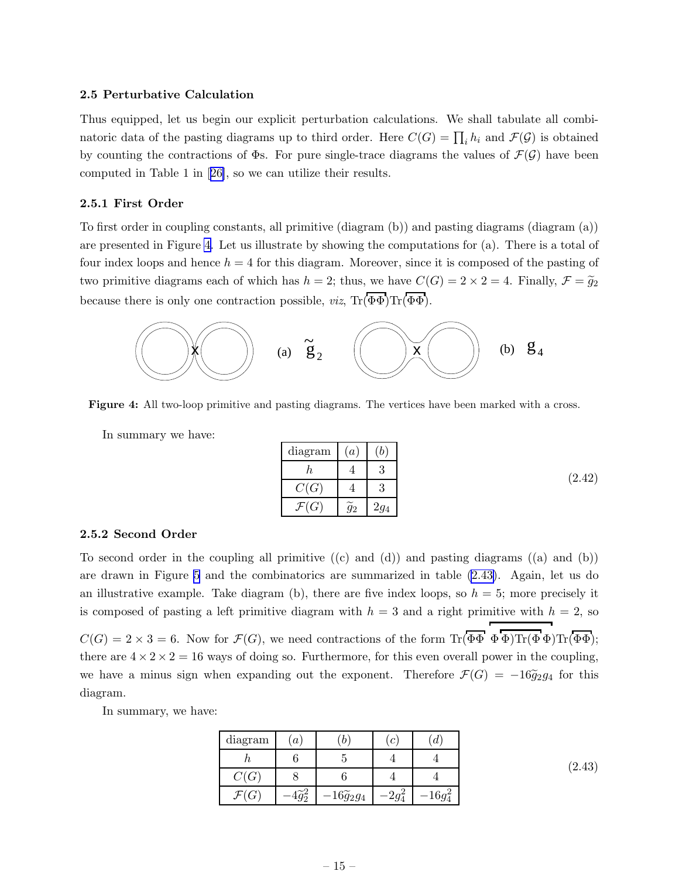### 2.5 Perturbative Calculation

Thus equipped, let us begin our explicit perturbation calculations. We shall tabulate all combinatoric data of the pasting diagrams up to third order. Here $C(G) = \prod_i h_i$ and $\mathcal{F}(\mathcal{G})$ is obtained by counting the contractions of $\Phi$s. For pure single-trace diagrams the values of $\mathcal{F}(\mathcal{G})$ have been computed in Table 1 in [26], so we can utilize their results.

#### 2.5.1 First Order

To first order in coupling constants, all primitive (diagram (b)) and pasting diagrams (diagram (a)) are presented in Figure 4. Let us illustrate by showing the computations for (a). There is a total of four index loops and hence $h = 4$ for this diagram. Moreover, since it is composed of the pasting of two primitive diagrams each of which has $h = 2$; thus, we have $C(G) = 2 \times 2 = 4$. Finally, $\mathcal{F} = \widetilde{g}_2$ because there is only one contraction possible, *viz*, $\mathrm{Tr}(\overline{\Phi\Phi})\mathrm{Tr}(\overline{\Phi\Phi})$.

(a) $\widetilde{g}_2$ (b) $g_4$

**Figure 4:** All two-loop primitive and pasting diagrams. The vertices have been marked with a cross.

In summary we have:

$$
\begin{array}{|c|c|c|}
\hline
\text{diagram} & (a) & (b) \\
\hline
h & 4 & 3 \\
\hline
C(G) & 4 & 3 \\
\hline
\mathcal{F}(G) & \widetilde{g}_2 & 2g_4 \\
\hline
\end{array}
\tag{2.42}
$$

#### 2.5.2 Second Order

To second order in the coupling all primitive ((c) and (d)) and pasting diagrams ((a) and (b)) are drawn in Figure 5 and the combinatorics are summarized in table (2.43). Again, let us do an illustrative example. Take diagram (b), there are five index loops, so $h = 5$; more precisely it is composed of pasting a left primitive diagram with $h = 3$ and a right primitive with $h = 2$, so $C(G) = 2 \times 3 = 6$. Now for $\mathcal{F}(G)$, we need contractions of the form $\mathrm{Tr}(\Phi\Phi\,\Phi\Phi)\mathrm{Tr}(\Phi\Phi)\mathrm{Tr}(\Phi\Phi)$; there are $4 \times 2 \times 2 = 16$ ways of doing so. Furthermore, for this even overall power in the coupling, we have a minus sign when expanding out the exponent. Therefore $\mathcal{F}(G) = -16\widetilde{g}_2 g_4$ for this diagram.

In summary, we have:

$$
\begin{array}{|c|c|c|c|c|}
\hline
\text{diagram} & (a) & (b) & (c) & (d) \\
\hline
h & 6 & 5 & 4 & 4 \\
\hline
C(G) & 8 & 6 & 4 & 4 \\
\hline
\mathcal{F}(G) & -4\widetilde{g}_2^2 & -16\widetilde{g}_2 g_4 & -2g_4^2 & -16g_4^2 \\
\hline
\end{array}
\tag{2.43}
$$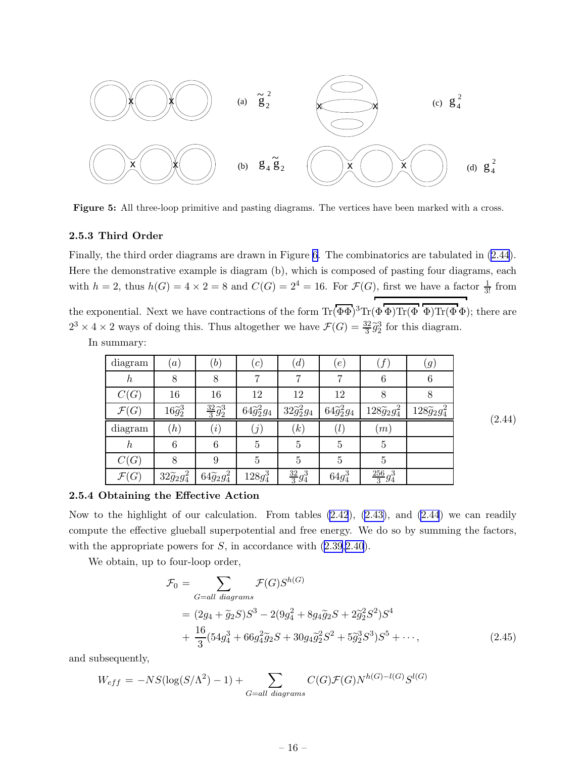(a) $\tilde{g}_2^2$ (b) $g_4\tilde{g}_2$ (c) $g_4^2$ (d) $g_4^2$

**Figure 5:** All three-loop primitive and pasting diagrams. The vertices have been marked with a cross.

### 2.5.3 Third Order

Finally, the third order diagrams are drawn in Figure 6. The combinatorics are tabulated in (2.44). Here the demonstrative example is diagram (b), which is composed of pasting four diagrams, each with $h = 2$, thus $h(G) = 4 \times 2 = 8$ and $C(G) = 2^4 = 16$. For $\mathcal{F}(G)$, first we have a factor $\frac{1}{3!}$ from the exponential. Next we have contractions of the form $\mathrm{Tr}(\Phi\Phi)^3\mathrm{Tr}(\Phi\Phi)\mathrm{Tr}(\Phi\Phi)\mathrm{Tr}(\Phi\Phi)$; there are $2^3 \times 4 \times 2$ ways of doing this. Thus altogether we have $\mathcal{F}(G) = \frac{32}{3}\tilde{g}_2^3$ for this diagram.

In summary:

$$(2.44)$$

| diagram | $(a)$ | $(b)$ | $(c)$ | $(d)$ | $(e)$ | $(f)$ | $(g)$ |
|---|---|---|---|---|---|---|---|
| $h$ | 8 | 8 | 7 | 7 | 7 | 6 | 6 |
| $C(G)$ | 16 | 16 | 12 | 12 | 12 | 8 | 8 |
| $\mathcal{F}(G)$ | $16\tilde{g}_2^3$ | $\frac{32}{3}\tilde{g}_2^3$ | $64\tilde{g}_2^2 g_4$ | $32\tilde{g}_2^2 g_4$ | $64\tilde{g}_2^2 g_4$ | $128\tilde{g}_2 g_4^2$ | $128\tilde{g}_2 g_4^2$ |
| diagram | $(h)$ | $(i)$ | $(j)$ | $(k)$ | $(l)$ | $(m)$ | |
| $h$ | 6 | 6 | 5 | 5 | 5 | 5 | |
| $C(G)$ | 8 | 9 | 5 | 5 | 5 | 5 | |
| $\mathcal{F}(G)$ | $32\tilde{g}_2 g_4^2$ | $64\tilde{g}_2 g_4^2$ | $128 g_4^3$ | $\frac{32}{3} g_4^3$ | $64 g_4^3$ | $\frac{256}{3} g_4^3$ | |

### 2.5.4 Obtaining the Effective Action

Now to the highlight of our calculation. From tables (2.42), (2.43), and (2.44) we can readily compute the effective glueball superpotential and free energy. We do so by summing the factors, with the appropriate powers for $S$, in accordance with (2.39,2.40).

We obtain, up to four-loop order,

$$\begin{aligned}
\mathcal{F}_0 &= \sum_{G=all\ diagrams} \mathcal{F}(G) S^{h(G)} \\
&= (2g_4 + \tilde{g}_2 S)S^3 - 2(9g_4^2 + 8g_4\tilde{g}_2 S + 2\tilde{g}_2^2 S^2)S^4 \\
&+ \frac{16}{3}(54g_4^3 + 66g_4^2\tilde{g}_2 S + 30g_4\tilde{g}_2^2 S^2 + 5\tilde{g}_2^3 S^3)S^5 + \cdots,
\end{aligned} \tag{2.45}$$

and subsequently,

$$W_{eff} = -NS(\log(S/\Lambda^2) - 1) + \sum_{G=all\ diagrams} C(G)\mathcal{F}(G) N^{h(G)-l(G)} S^{l(G)}$$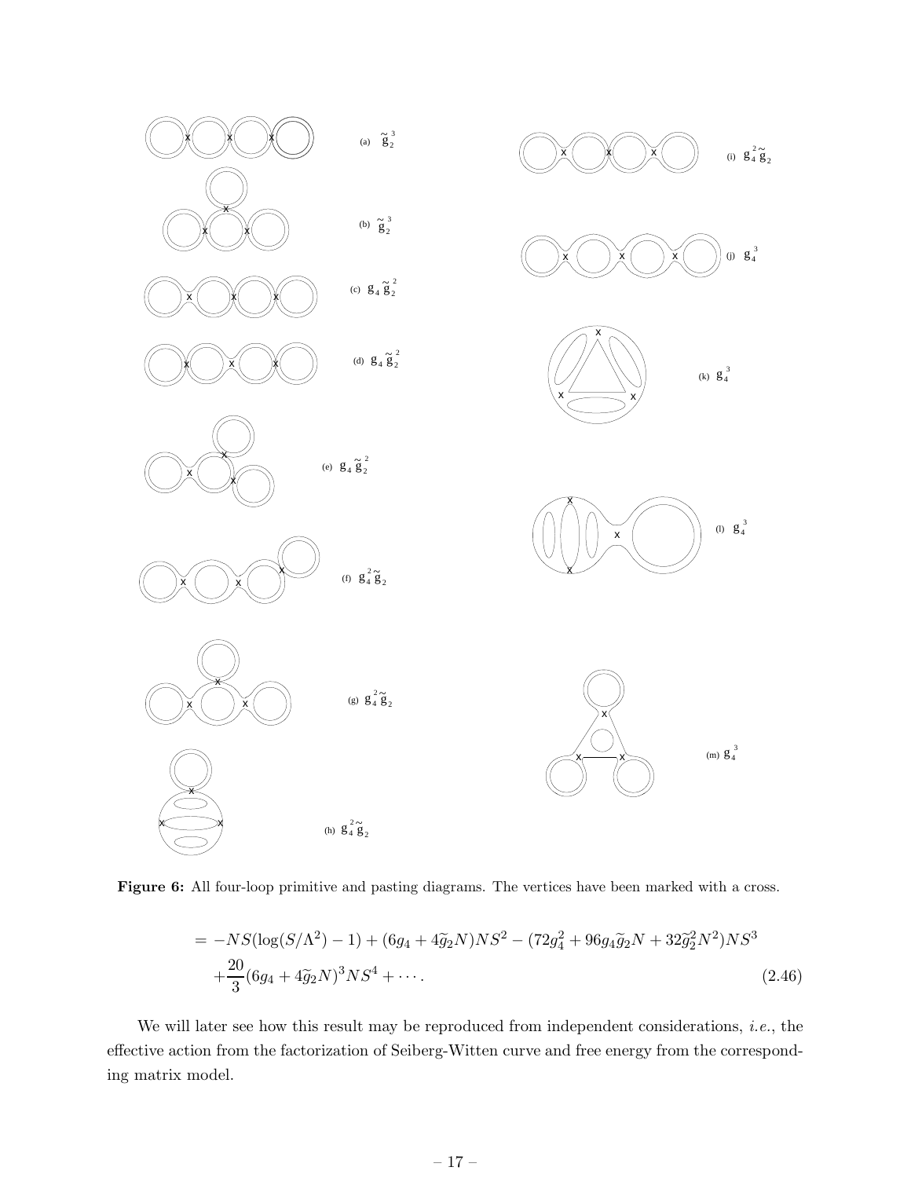Figure 6: All four-loop primitive and pasting diagrams. The vertices have been marked with a cross.

$$
\begin{aligned}
&= -NS(\log(S/\Lambda^2)-1) + (6g_4 + 4\widetilde{g}_2 N)NS^2 - (72g_4^2 + 96g_4\widetilde{g}_2 N + 32\widetilde{g}_2^2 N^2)NS^3 \\
&\quad + \frac{20}{3}(6g_4 + 4\widetilde{g}_2 N)^3 NS^4 + \cdots . \qquad (2.46)
\end{aligned}
$$

We will later see how this result may be reproduced from independent considerations, *i.e.*, the effective action from the factorization of Seiberg-Witten curve and free energy from the corresponding matrix model.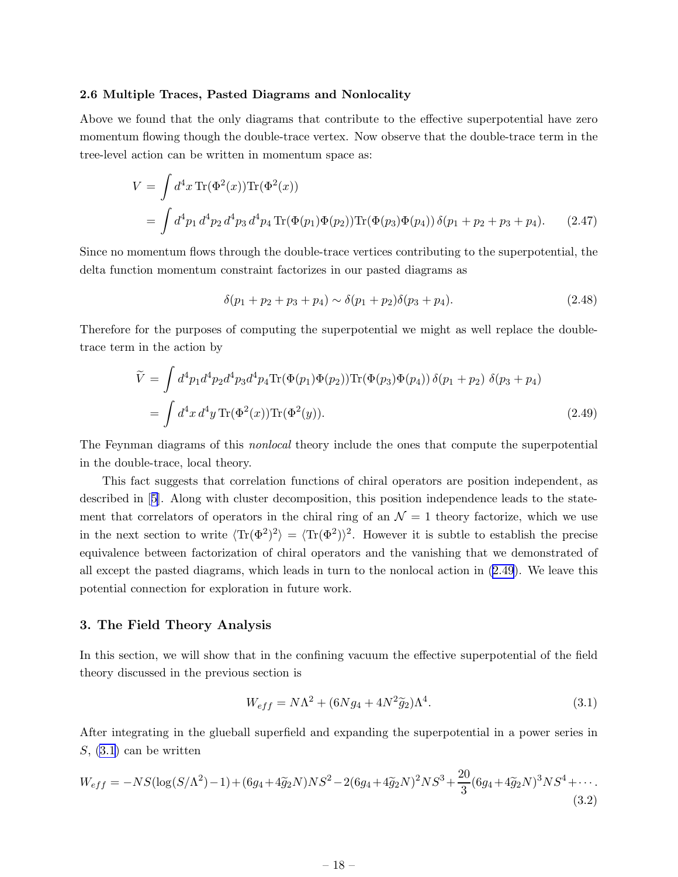### 2.6 Multiple Traces, Pasted Diagrams and Nonlocality

Above we found that the only diagrams that contribute to the effective superpotential have zero momentum flowing though the double-trace vertex. Now observe that the double-trace term in the tree-level action can be written in momentum space as:

$$
\begin{aligned}
V &= \int d^4x \, \mathrm{Tr}(\Phi^2(x))\mathrm{Tr}(\Phi^2(x)) \\
&= \int d^4p_1 \, d^4p_2 \, d^4p_3 \, d^4p_4 \, \mathrm{Tr}(\Phi(p_1)\Phi(p_2))\mathrm{Tr}(\Phi(p_3)\Phi(p_4)) \, \delta(p_1+p_2+p_3+p_4). \qquad (2.47)
\end{aligned}
$$

Since no momentum flows through the double-trace vertices contributing to the superpotential, the delta function momentum constraint factorizes in our pasted diagrams as

$$
\delta(p_1+p_2+p_3+p_4) \sim \delta(p_1+p_2)\delta(p_3+p_4). \qquad (2.48)
$$

Therefore for the purposes of computing the superpotential we might as well replace the double-trace term in the action by

$$
\begin{aligned}
\widetilde{V} &= \int d^4p_1 d^4p_2 d^4p_3 d^4p_4 \mathrm{Tr}(\Phi(p_1)\Phi(p_2))\mathrm{Tr}(\Phi(p_3)\Phi(p_4)) \, \delta(p_1+p_2) \; \delta(p_3+p_4) \\
&= \int d^4x \, d^4y \, \mathrm{Tr}(\Phi^2(x))\mathrm{Tr}(\Phi^2(y)). \qquad (2.49)
\end{aligned}
$$

The Feynman diagrams of this *nonlocal* theory include the ones that compute the superpotential in the double-trace, local theory.

This fact suggests that correlation functions of chiral operators are position independent, as described in [5]. Along with cluster decomposition, this position independence leads to the statement that correlators of operators in the chiral ring of an $\mathcal{N}=1$ theory factorize, which we use in the next section to write $\langle \mathrm{Tr}(\Phi^2)^2 \rangle = \langle \mathrm{Tr}(\Phi^2) \rangle^2$. However it is subtle to establish the precise equivalence between factorization of chiral operators and the vanishing that we demonstrated of all except the pasted diagrams, which leads in turn to the nonlocal action in (2.49). We leave this potential connection for exploration in future work.

## 3. The Field Theory Analysis

In this section, we will show that in the confining vacuum the effective superpotential of the field theory discussed in the previous section is

$$
W_{eff} = N\Lambda^2 + (6Ng_4 + 4N^2\widetilde{g}_2)\Lambda^4. \qquad (3.1)
$$

After integrating in the glueball superfield and expanding the superpotential in a power series in $S$, (3.1) can be written

$$
W_{eff} = -NS(\log(S/\Lambda^2)-1) + (6g_4+4\widetilde{g}_2N)NS^2 - 2(6g_4+4\widetilde{g}_2N)^2NS^3 + \frac{20}{3}(6g_4+4\widetilde{g}_2N)^3NS^4 + \cdots. \qquad (3.2)
$$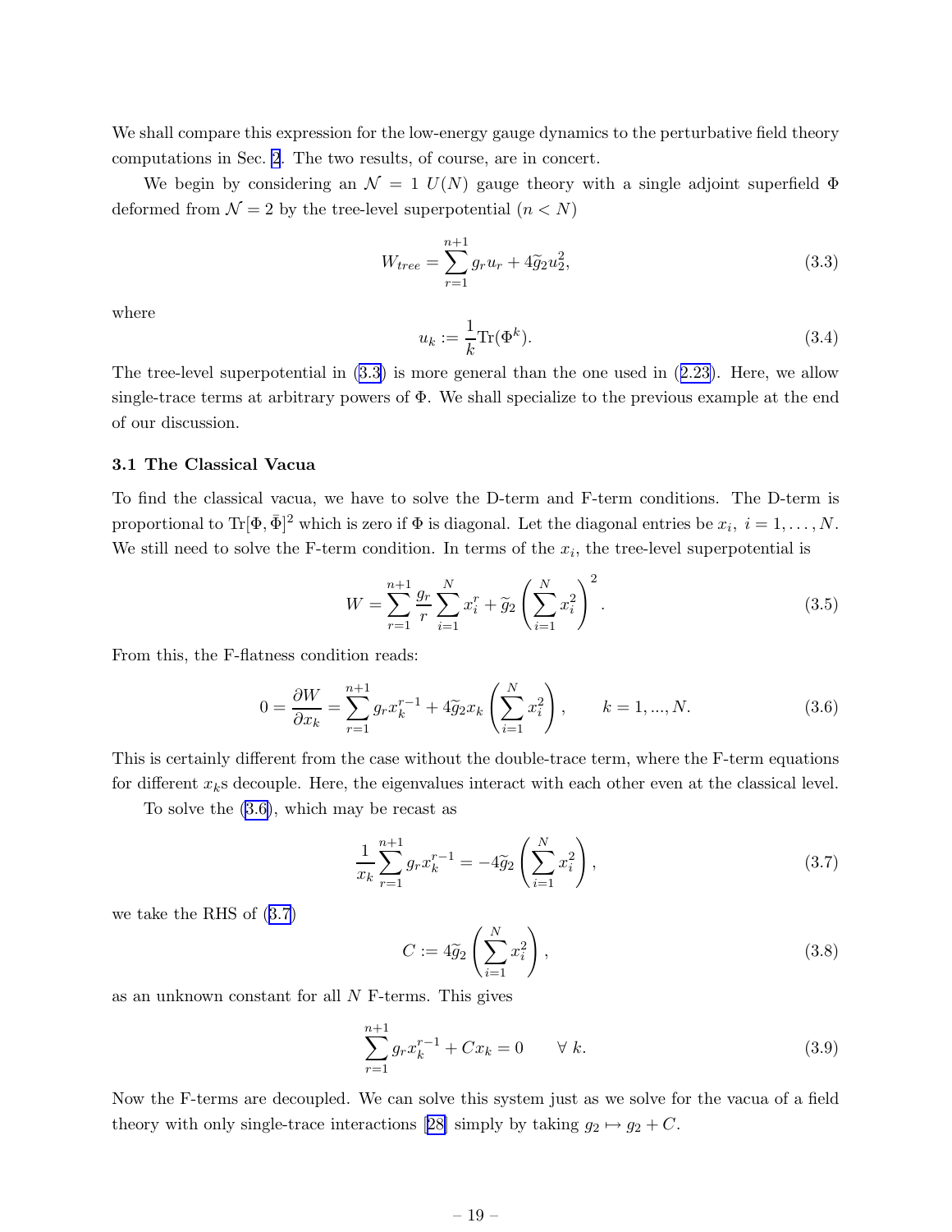We shall compare this expression for the low-energy gauge dynamics to the perturbative field theory computations in Sec. 2. The two results, of course, are in concert.

We begin by considering an $\mathcal{N} = 1$ $U(N)$ gauge theory with a single adjoint superfield $\Phi$ deformed from $\mathcal{N} = 2$ by the tree-level superpotential ($n < N$)

$$W_{tree} = \sum_{r=1}^{n+1} g_r u_r + 4\widetilde{g}_2 u_2^2, \tag{3.3}$$

where

$$u_k := \frac{1}{k}\mathrm{Tr}(\Phi^k). \tag{3.4}$$

The tree-level superpotential in (3.3) is more general than the one used in (2.23). Here, we allow single-trace terms at arbitrary powers of $\Phi$. We shall specialize to the previous example at the end of our discussion.

### 3.1 The Classical Vacua

To find the classical vacua, we have to solve the D-term and F-term conditions. The D-term is proportional to $\mathrm{Tr}[\Phi,\bar{\Phi}]^2$ which is zero if $\Phi$ is diagonal. Let the diagonal entries be $x_i$, $i = 1,\ldots,N$. We still need to solve the F-term condition. In terms of the $x_i$, the tree-level superpotential is

$$W = \sum_{r=1}^{n+1} \frac{g_r}{r} \sum_{i=1}^{N} x_i^r + \widetilde{g}_2 \left(\sum_{i=1}^{N} x_i^2\right)^2. \tag{3.5}$$

From this, the F-flatness condition reads:

$$0 = \frac{\partial W}{\partial x_k} = \sum_{r=1}^{n+1} g_r x_k^{r-1} + 4\widetilde{g}_2 x_k \left(\sum_{i=1}^{N} x_i^2\right), \qquad k = 1,...,N. \tag{3.6}$$

This is certainly different from the case without the double-trace term, where the F-term equations for different $x_k$s decouple. Here, the eigenvalues interact with each other even at the classical level.

To solve the (3.6), which may be recast as

$$\frac{1}{x_k}\sum_{r=1}^{n+1} g_r x_k^{r-1} = -4\widetilde{g}_2 \left(\sum_{i=1}^{N} x_i^2\right), \tag{3.7}$$

we take the RHS of (3.7)

$$C := 4\widetilde{g}_2 \left(\sum_{i=1}^{N} x_i^2\right), \tag{3.8}$$

as an unknown constant for all $N$ F-terms. This gives

$$\sum_{r=1}^{n+1} g_r x_k^{r-1} + C x_k = 0 \qquad \forall\ k. \tag{3.9}$$

Now the F-terms are decoupled. We can solve this system just as we solve for the vacua of a field theory with only single-trace interactions [28] simply by taking $g_2 \mapsto g_2 + C$.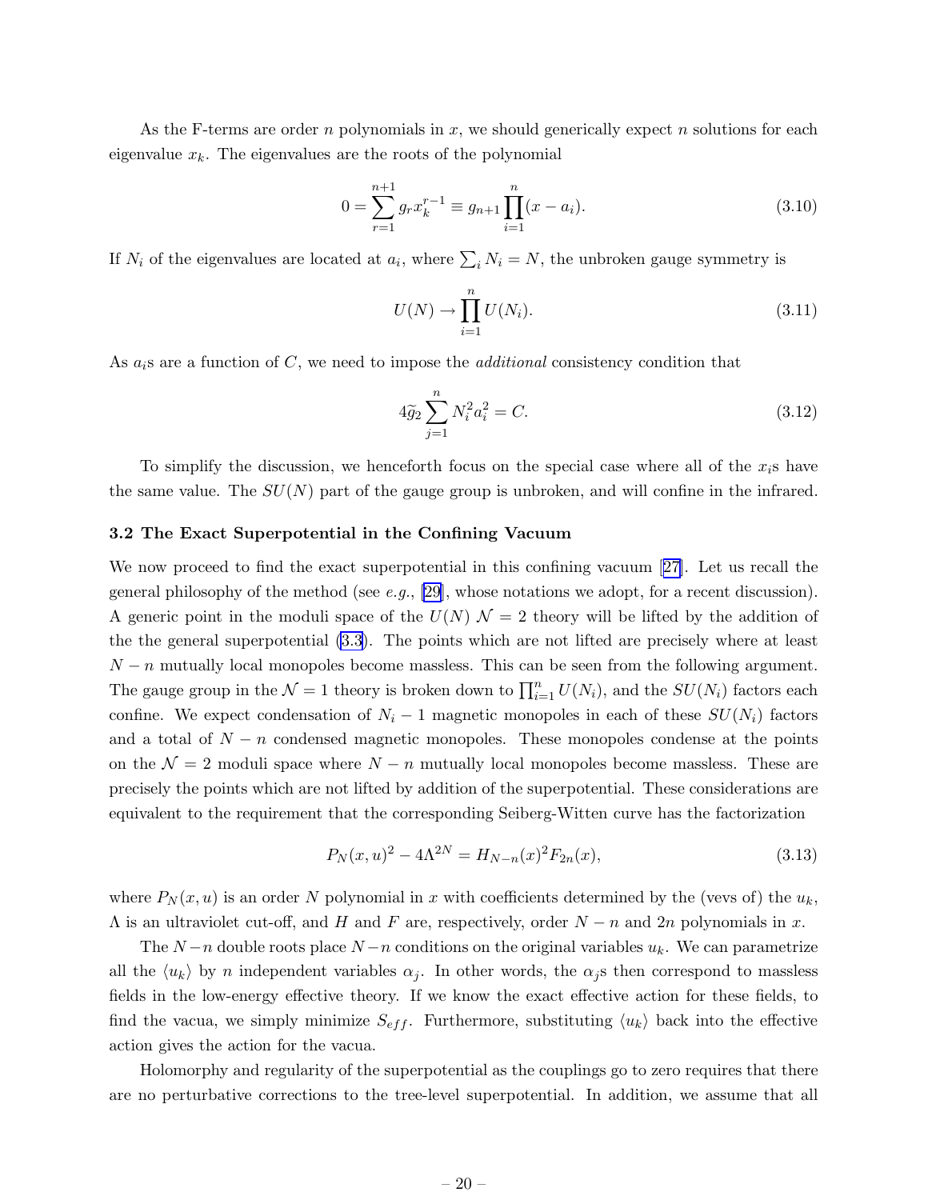As the F-terms are order $n$ polynomials in $x$, we should generically expect $n$ solutions for each eigenvalue $x_k$. The eigenvalues are the roots of the polynomial

$$0 = \sum_{r=1}^{n+1} g_r x_k^{r-1} \equiv g_{n+1} \prod_{i=1}^{n} (x - a_i). \tag{3.10}$$

If $N_i$ of the eigenvalues are located at $a_i$, where $\sum_i N_i = N$, the unbroken gauge symmetry is

$$U(N) \to \prod_{i=1}^{n} U(N_i). \tag{3.11}$$

As $a_i$s are a function of $C$, we need to impose the *additional* consistency condition that

$$4\widetilde{g}_2 \sum_{j=1}^{n} N_i^2 a_i^2 = C. \tag{3.12}$$

To simplify the discussion, we henceforth focus on the special case where all of the $x_i$s have the same value. The $SU(N)$ part of the gauge group is unbroken, and will confine in the infrared.

### 3.2 The Exact Superpotential in the Confining Vacuum

We now proceed to find the exact superpotential in this confining vacuum [27]. Let us recall the general philosophy of the method (see *e.g.*, [29], whose notations we adopt, for a recent discussion). A generic point in the moduli space of the $U(N)$ $\mathcal{N} = 2$ theory will be lifted by the addition of the the general superpotential (3.3). The points which are not lifted are precisely where at least $N - n$ mutually local monopoles become massless. This can be seen from the following argument. The gauge group in the $\mathcal{N} = 1$ theory is broken down to $\prod_{i=1}^{n} U(N_i)$, and the $SU(N_i)$ factors each confine. We expect condensation of $N_i - 1$ magnetic monopoles in each of these $SU(N_i)$ factors and a total of $N - n$ condensed magnetic monopoles. These monopoles condense at the points on the $\mathcal{N} = 2$ moduli space where $N - n$ mutually local monopoles become massless. These are precisely the points which are not lifted by addition of the superpotential. These considerations are equivalent to the requirement that the corresponding Seiberg-Witten curve has the factorization

$$P_N(x, u)^2 - 4\Lambda^{2N} = H_{N-n}(x)^2 F_{2n}(x), \tag{3.13}$$

where $P_N(x, u)$ is an order $N$ polynomial in $x$ with coefficients determined by the (vevs of) the $u_k$, $\Lambda$ is an ultraviolet cut-off, and $H$ and $F$ are, respectively, order $N - n$ and $2n$ polynomials in $x$.

The $N - n$ double roots place $N - n$ conditions on the original variables $u_k$. We can parametrize all the $\langle u_k \rangle$ by $n$ independent variables $\alpha_j$. In other words, the $\alpha_j$s then correspond to massless fields in the low-energy effective theory. If we know the exact effective action for these fields, to find the vacua, we simply minimize $S_{eff}$. Furthermore, substituting $\langle u_k \rangle$ back into the effective action gives the action for the vacua.

Holomorphy and regularity of the superpotential as the couplings go to zero requires that there are no perturbative corrections to the tree-level superpotential. In addition, we assume that all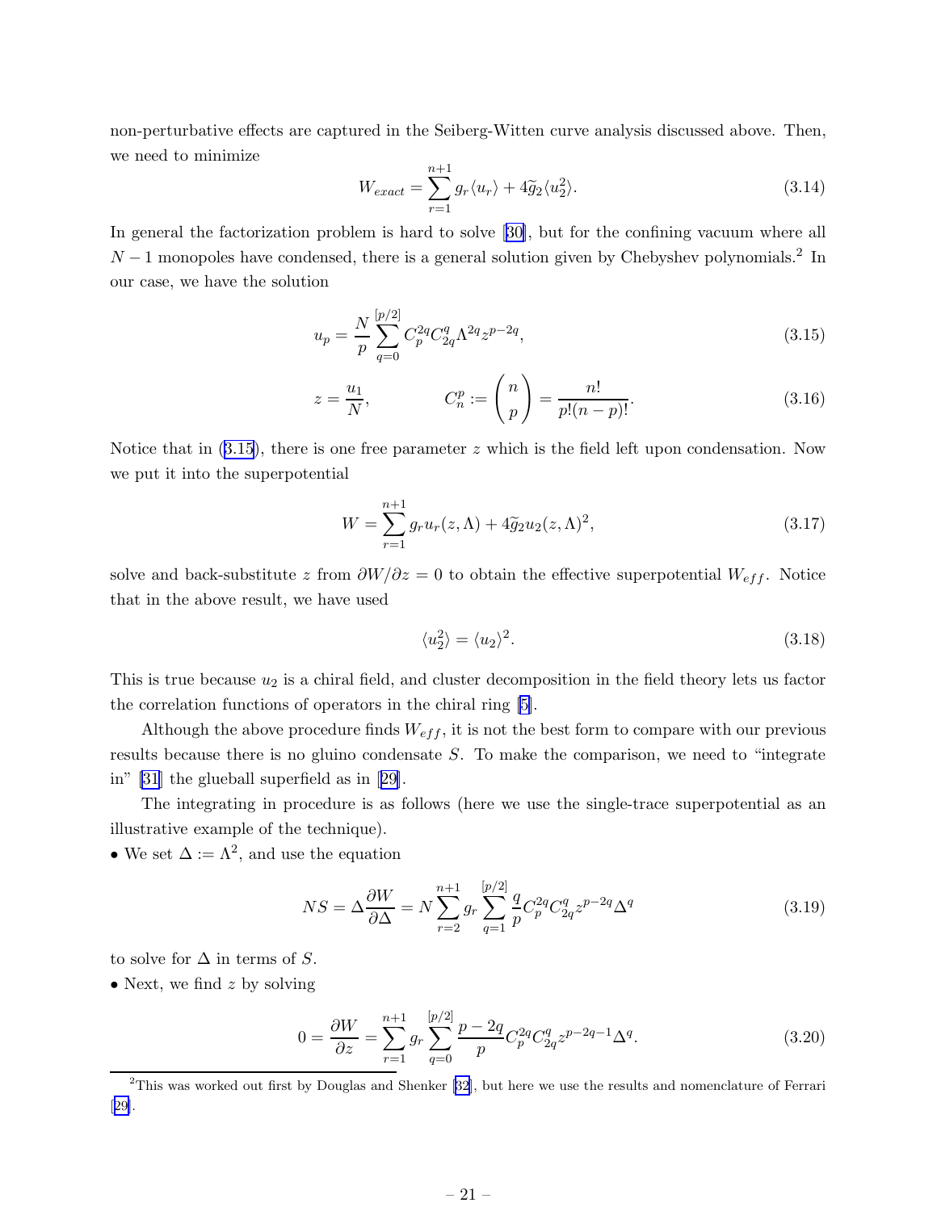non-perturbative effects are captured in the Seiberg-Witten curve analysis discussed above. Then, we need to minimize

$$W_{exact} = \sum_{r=1}^{n+1} g_r \langle u_r \rangle + 4\widetilde{g}_2 \langle u_2^2 \rangle. \tag{3.14}$$

In general the factorization problem is hard to solve [30], but for the confining vacuum where all $N-1$ monopoles have condensed, there is a general solution given by Chebyshev polynomials.[2] In our case, we have the solution

$$u_p = \frac{N}{p} \sum_{q=0}^{[p/2]} C_p^{2q} C_{2q}^{q} \Lambda^{2q} z^{p-2q}, \tag{3.15}$$

$$z = \frac{u_1}{N}, \qquad\qquad C_n^p := \begin{pmatrix} n \\ p \end{pmatrix} = \frac{n!}{p!(n-p)!}. \tag{3.16}$$

Notice that in (3.15), there is one free parameter $z$ which is the field left upon condensation. Now we put it into the superpotential

$$W = \sum_{r=1}^{n+1} g_r u_r(z, \Lambda) + 4\widetilde{g}_2 u_2(z, \Lambda)^2, \tag{3.17}$$

solve and back-substitute $z$ from $\partial W/\partial z = 0$ to obtain the effective superpotential $W_{eff}$. Notice that in the above result, we have used

$$\langle u_2^2 \rangle = \langle u_2 \rangle^2. \tag{3.18}$$

This is true because $u_2$ is a chiral field, and cluster decomposition in the field theory lets us factor the correlation functions of operators in the chiral ring [5].

Although the above procedure finds $W_{eff}$, it is not the best form to compare with our previous results because there is no gluino condensate $S$. To make the comparison, we need to "integrate in" [31] the glueball superfield as in [29].

The integrating in procedure is as follows (here we use the single-trace superpotential as an illustrative example of the technique).

- We set $\Delta := \Lambda^2$, and use the equation

$$NS = \Delta \frac{\partial W}{\partial \Delta} = N \sum_{r=2}^{n+1} g_r \sum_{q=1}^{[p/2]} \frac{q}{p} C_p^{2q} C_{2q}^{q} z^{p-2q} \Delta^q \tag{3.19}$$

to solve for $\Delta$ in terms of $S$.

- Next, we find $z$ by solving

$$0 = \frac{\partial W}{\partial z} = \sum_{r=1}^{n+1} g_r \sum_{q=0}^{[p/2]} \frac{p-2q}{p} C_p^{2q} C_{2q}^{q} z^{p-2q-1} \Delta^q. \tag{3.20}$$

---

[2] This was worked out first by Douglas and Shenker [32], but here we use the results and nomenclature of Ferrari [29].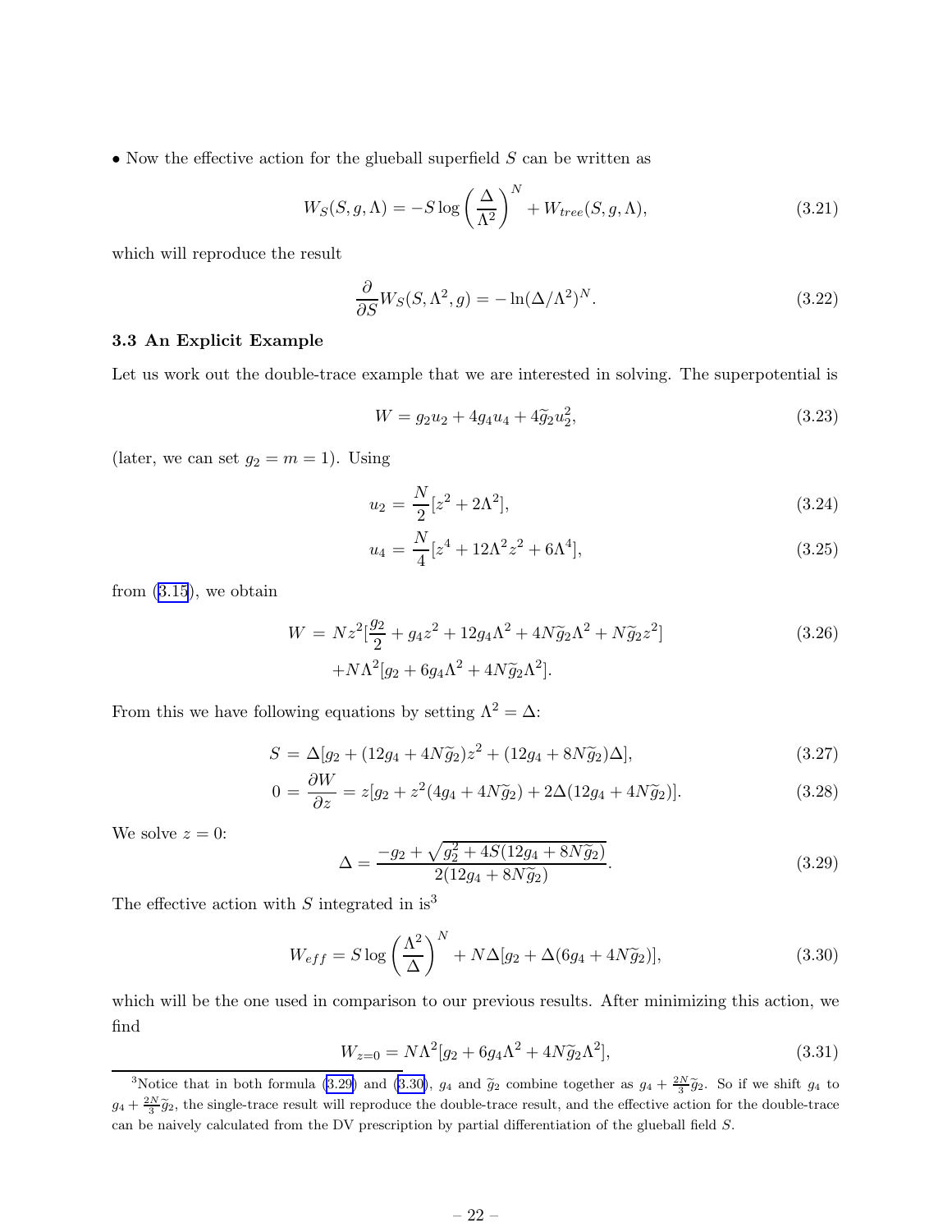• Now the effective action for the glueball superfield $S$ can be written as

$$W_S(S, g, \Lambda) = -S \log \left( \frac{\Delta}{\Lambda^2} \right)^N + W_{tree}(S, g, \Lambda), \tag{3.21}$$

which will reproduce the result

$$\frac{\partial}{\partial S} W_S(S, \Lambda^2, g) = -\ln(\Delta/\Lambda^2)^N. \tag{3.22}$$

### 3.3 An Explicit Example

Let us work out the double-trace example that we are interested in solving. The superpotential is

$$W = g_2 u_2 + 4 g_4 u_4 + 4 \widetilde{g}_2 u_2^2, \tag{3.23}$$

(later, we can set $g_2 = m = 1$). Using

$$u_2 = \frac{N}{2}[z^2 + 2\Lambda^2], \tag{3.24}$$

$$u_4 = \frac{N}{4}[z^4 + 12\Lambda^2 z^2 + 6\Lambda^4], \tag{3.25}$$

from (3.15), we obtain

$$\begin{aligned} W = & \; N z^2 [\frac{g_2}{2} + g_4 z^2 + 12 g_4 \Lambda^2 + 4N\widetilde{g}_2 \Lambda^2 + N\widetilde{g}_2 z^2] \\ & + N\Lambda^2 [g_2 + 6 g_4 \Lambda^2 + 4N\widetilde{g}_2 \Lambda^2]. \end{aligned} \tag{3.26}$$

From this we have following equations by setting $\Lambda^2 = \Delta$:

$$S = \Delta[g_2 + (12 g_4 + 4N\widetilde{g}_2) z^2 + (12 g_4 + 8N\widetilde{g}_2)\Delta], \tag{3.27}$$

$$0 = \frac{\partial W}{\partial z} = z[g_2 + z^2(4 g_4 + 4N\widetilde{g}_2) + 2\Delta(12 g_4 + 4N\widetilde{g}_2)]. \tag{3.28}$$

We solve $z = 0$:

$$\Delta = \frac{-g_2 + \sqrt{g_2^2 + 4S(12 g_4 + 8N\widetilde{g}_2)}}{2(12 g_4 + 8N\widetilde{g}_2)}. \tag{3.29}$$

The effective action with $S$ integrated in is[3]

$$W_{eff} = S \log \left( \frac{\Lambda^2}{\Delta} \right)^N + N\Delta[g_2 + \Delta(6 g_4 + 4N\widetilde{g}_2)], \tag{3.30}$$

which will be the one used in comparison to our previous results. After minimizing this action, we find

$$W_{z=0} = N\Lambda^2 [g_2 + 6 g_4 \Lambda^2 + 4N\widetilde{g}_2 \Lambda^2], \tag{3.31}$$

[3]Notice that in both formula (3.29) and (3.30), $g_4$ and $\widetilde{g}_2$ combine together as $g_4 + \frac{2N}{3}\widetilde{g}_2$. So if we shift $g_4$ to $g_4 + \frac{2N}{3}\widetilde{g}_2$, the single-trace result will reproduce the double-trace result, and the effective action for the double-trace can be naively calculated from the DV prescription by partial differentiation of the glueball field $S$.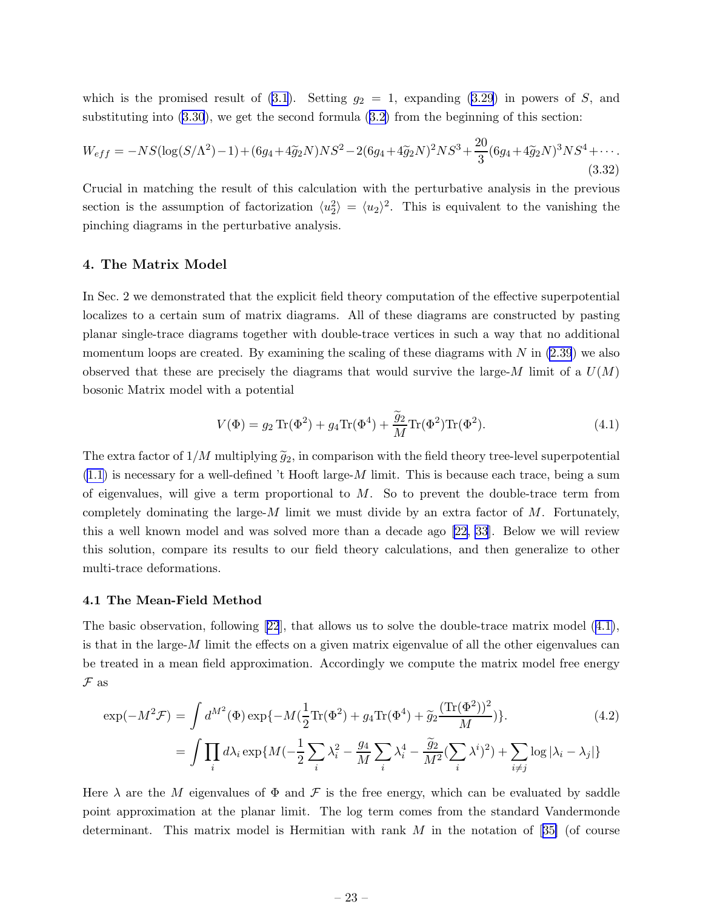which is the promised result of (3.1). Setting $g_2 = 1$, expanding (3.29) in powers of $S$, and substituting into (3.30), we get the second formula (3.2) from the beginning of this section:

$$W_{eff} = -NS(\log(S/\Lambda^2)-1)+(6g_4+4\widetilde{g}_2N)NS^2-2(6g_4+4\widetilde{g}_2N)^2NS^3+\frac{20}{3}(6g_4+4\widetilde{g}_2N)^3NS^4+\cdots. \tag{3.32}$$

Crucial in matching the result of this calculation with the perturbative analysis in the previous section is the assumption of factorization $\langle u_2^2\rangle = \langle u_2\rangle^2$. This is equivalent to the vanishing the pinching diagrams in the perturbative analysis.

## 4. The Matrix Model

In Sec. 2 we demonstrated that the explicit field theory computation of the effective superpotential localizes to a certain sum of matrix diagrams. All of these diagrams are constructed by pasting planar single-trace diagrams together with double-trace vertices in such a way that no additional momentum loops are created. By examining the scaling of these diagrams with $N$ in (2.39) we also observed that these are precisely the diagrams that would survive the large-$M$ limit of a $U(M)$ bosonic Matrix model with a potential

$$V(\Phi) = g_2\,\mathrm{Tr}(\Phi^2) + g_4\mathrm{Tr}(\Phi^4) + \frac{\widetilde{g}_2}{M}\mathrm{Tr}(\Phi^2)\mathrm{Tr}(\Phi^2). \tag{4.1}$$

The extra factor of $1/M$ multiplying $\widetilde{g}_2$, in comparison with the field theory tree-level superpotential (1.1) is necessary for a well-defined 't Hooft large-$M$ limit. This is because each trace, being a sum of eigenvalues, will give a term proportional to $M$. So to prevent the double-trace term from completely dominating the large-$M$ limit we must divide by an extra factor of $M$. Fortunately, this a well known model and was solved more than a decade ago [22, 33]. Below we will review this solution, compare its results to our field theory calculations, and then generalize to other multi-trace deformations.

### 4.1 The Mean-Field Method

The basic observation, following [22], that allows us to solve the double-trace matrix model (4.1), is that in the large-$M$ limit the effects on a given matrix eigenvalue of all the other eigenvalues can be treated in a mean field approximation. Accordingly we compute the matrix model free energy $\mathcal{F}$ as

$$\begin{aligned}\exp(-M^2\mathcal{F}) &= \int d^{M^2}(\Phi)\exp\{-M(\frac{1}{2}\mathrm{Tr}(\Phi^2)+g_4\mathrm{Tr}(\Phi^4)+\widetilde{g}_2\frac{(\mathrm{Tr}(\Phi^2))^2}{M})\}. \\ &= \int\prod_i d\lambda_i\exp\{M(-\frac{1}{2}\sum_i\lambda_i^2-\frac{g_4}{M}\sum_i\lambda_i^4-\frac{\widetilde{g}_2}{M^2}(\sum_i\lambda^i)^2)+\sum_{i\neq j}\log|\lambda_i-\lambda_j|\}\end{aligned} \tag{4.2}$$

Here $\lambda$ are the $M$ eigenvalues of $\Phi$ and $\mathcal{F}$ is the free energy, which can be evaluated by saddle point approximation at the planar limit. The log term comes from the standard Vandermonde determinant. This matrix model is Hermitian with rank $M$ in the notation of [35] (of course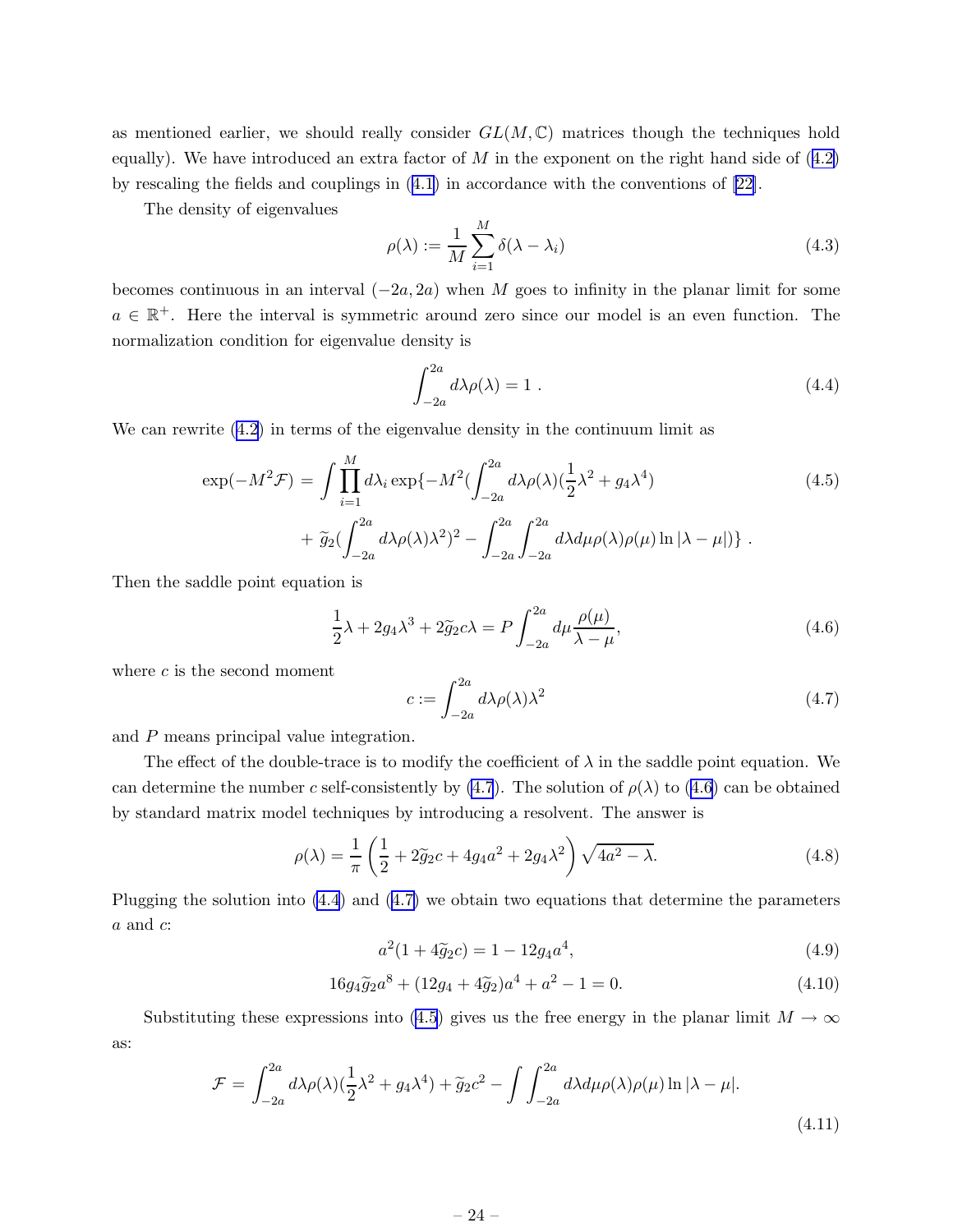as mentioned earlier, we should really consider $GL(M, \mathbb{C})$ matrices though the techniques hold equally). We have introduced an extra factor of $M$ in the exponent on the right hand side of (4.2) by rescaling the fields and couplings in (4.1) in accordance with the conventions of [22].

The density of eigenvalues

$$\rho(\lambda) := \frac{1}{M} \sum_{i=1}^{M} \delta(\lambda - \lambda_i) \tag{4.3}$$

becomes continuous in an interval $(-2a, 2a)$ when $M$ goes to infinity in the planar limit for some $a \in \mathbb{R}^+$. Here the interval is symmetric around zero since our model is an even function. The normalization condition for eigenvalue density is

$$\int_{-2a}^{2a} d\lambda \rho(\lambda) = 1 \ . \tag{4.4}$$

We can rewrite (4.2) in terms of the eigenvalue density in the continuum limit as

$$\begin{aligned} \exp(-M^2 \mathcal{F}) = \int \prod_{i=1}^{M} d\lambda_i \exp\{-M^2 (\int_{-2a}^{2a} d\lambda \rho(\lambda) (\frac{1}{2}\lambda^2 + g_4 \lambda^4) \\ + \widetilde{g}_2 (\int_{-2a}^{2a} d\lambda \rho(\lambda) \lambda^2)^2 - \int_{-2a}^{2a} \int_{-2a}^{2a} d\lambda d\mu \rho(\lambda) \rho(\mu) \ln |\lambda - \mu|)\} \ . \end{aligned} \tag{4.5}$$

Then the saddle point equation is

$$\frac{1}{2}\lambda + 2g_4 \lambda^3 + 2\widetilde{g}_2 c \lambda = P \int_{-2a}^{2a} d\mu \frac{\rho(\mu)}{\lambda - \mu}, \tag{4.6}$$

where $c$ is the second moment

$$c := \int_{-2a}^{2a} d\lambda \rho(\lambda) \lambda^2 \tag{4.7}$$

and $P$ means principal value integration.

The effect of the double-trace is to modify the coefficient of $\lambda$ in the saddle point equation. We can determine the number $c$ self-consistently by (4.7). The solution of $\rho(\lambda)$ to (4.6) can be obtained by standard matrix model techniques by introducing a resolvent. The answer is

$$\rho(\lambda) = \frac{1}{\pi} \left( \frac{1}{2} + 2\widetilde{g}_2 c + 4g_4 a^2 + 2g_4 \lambda^2 \right) \sqrt{4a^2 - \lambda}. \tag{4.8}$$

Plugging the solution into (4.4) and (4.7) we obtain two equations that determine the parameters $a$ and $c$:

$$a^2(1 + 4\widetilde{g}_2 c) = 1 - 12 g_4 a^4, \tag{4.9}$$

$$16 g_4 \widetilde{g}_2 a^8 + (12 g_4 + 4\widetilde{g}_2) a^4 + a^2 - 1 = 0. \tag{4.10}$$

Substituting these expressions into (4.5) gives us the free energy in the planar limit $M \to \infty$ as:

$$\mathcal{F} = \int_{-2a}^{2a} d\lambda \rho(\lambda) (\frac{1}{2}\lambda^2 + g_4 \lambda^4) + \widetilde{g}_2 c^2 - \int \int_{-2a}^{2a} d\lambda d\mu \rho(\lambda) \rho(\mu) \ln |\lambda - \mu|. \tag{4.11}$$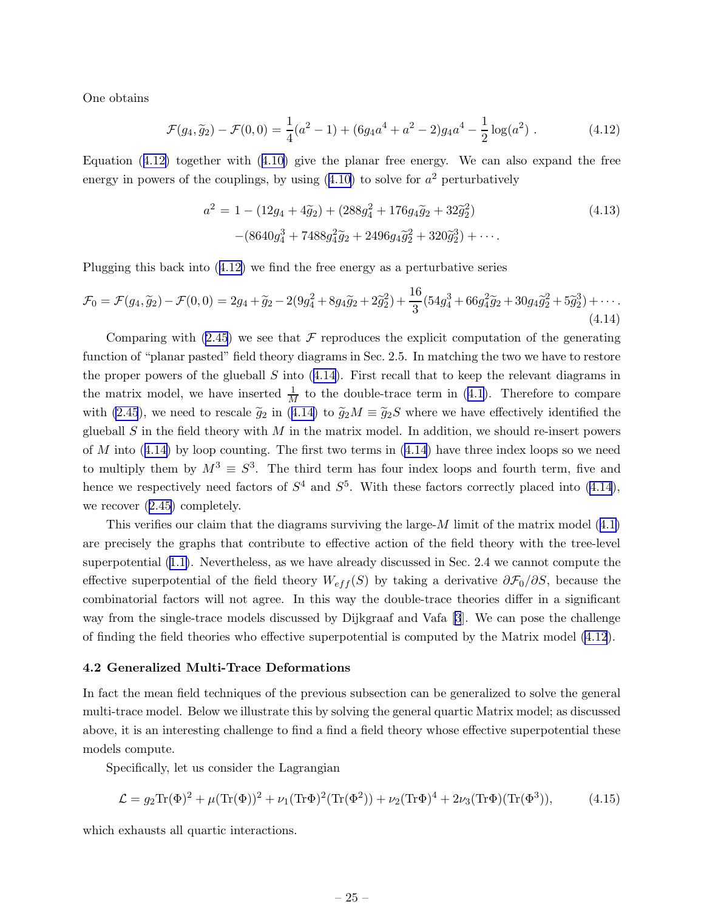One obtains

$$\mathcal{F}(g_4,\widetilde{g}_2)-\mathcal{F}(0,0)=\frac{1}{4}(a^2-1)+(6g_4a^4+a^2-2)g_4a^4-\frac{1}{2}\log(a^2)\ . \tag{4.12}$$

Equation (4.12) together with (4.10) give the planar free energy. We can also expand the free energy in powers of the couplings, by using (4.10) to solve for $a^2$ perturbatively

$$\begin{aligned}a^2 &= 1-(12g_4+4\widetilde{g}_2)+(288g_4^2+176g_4\widetilde{g}_2+32\widetilde{g}_2^2)\\ &\quad -(8640g_4^3+7488g_4^2\widetilde{g}_2+2496g_4\widetilde{g}_2^2+320\widetilde{g}_2^3)+\cdots.\end{aligned} \tag{4.13}$$

Plugging this back into (4.12) we find the free energy as a perturbative series

$$\mathcal{F}_0=\mathcal{F}(g_4,\widetilde{g}_2)-\mathcal{F}(0,0)=2g_4+\widetilde{g}_2-2(9g_4^2+8g_4\widetilde{g}_2+2\widetilde{g}_2^2)+\frac{16}{3}(54g_4^3+66g_4^2\widetilde{g}_2+30g_4\widetilde{g}_2^2+5\widetilde{g}_2^3)+\cdots. \tag{4.14}$$

Comparing with (2.45) we see that $\mathcal{F}$ reproduces the explicit computation of the generating function of "planar pasted" field theory diagrams in Sec. 2.5. In matching the two we have to restore the proper powers of the glueball $S$ into (4.14). First recall that to keep the relevant diagrams in the matrix model, we have inserted $\frac{1}{M}$ to the double-trace term in (4.1). Therefore to compare with (2.45), we need to rescale $\widetilde{g}_2$ in (4.14) to $\widetilde{g}_2M\equiv\widetilde{g}_2S$ where we have effectively identified the glueball $S$ in the field theory with $M$ in the matrix model. In addition, we should re-insert powers of $M$ into (4.14) by loop counting. The first two terms in (4.14) have three index loops so we need to multiply them by $M^3\equiv S^3$. The third term has four index loops and fourth term, five and hence we respectively need factors of $S^4$ and $S^5$. With these factors correctly placed into (4.14), we recover (2.45) completely.

This verifies our claim that the diagrams surviving the large-$M$ limit of the matrix model (4.1) are precisely the graphs that contribute to effective action of the field theory with the tree-level superpotential (1.1). Nevertheless, as we have already discussed in Sec. 2.4 we cannot compute the effective superpotential of the field theory $W_{eff}(S)$ by taking a derivative $\partial\mathcal{F}_0/\partial S$, because the combinatorial factors will not agree. In this way the double-trace theories differ in a significant way from the single-trace models discussed by Dijkgraaf and Vafa [3]. We can pose the challenge of finding the field theories who effective superpotential is computed by the Matrix model (4.12).

### 4.2 Generalized Multi-Trace Deformations

In fact the mean field techniques of the previous subsection can be generalized to solve the general multi-trace model. Below we illustrate this by solving the general quartic Matrix model; as discussed above, it is an interesting challenge to find a find a field theory whose effective superpotential these models compute.

Specifically, let us consider the Lagrangian

$$\mathcal{L}=g_2\mathrm{Tr}(\Phi)^2+\mu(\mathrm{Tr}(\Phi))^2+\nu_1(\mathrm{Tr}\Phi)^2(\mathrm{Tr}(\Phi^2))+\nu_2(\mathrm{Tr}\Phi)^4+2\nu_3(\mathrm{Tr}\Phi)(\mathrm{Tr}(\Phi^3)), \tag{4.15}$$

which exhausts all quartic interactions.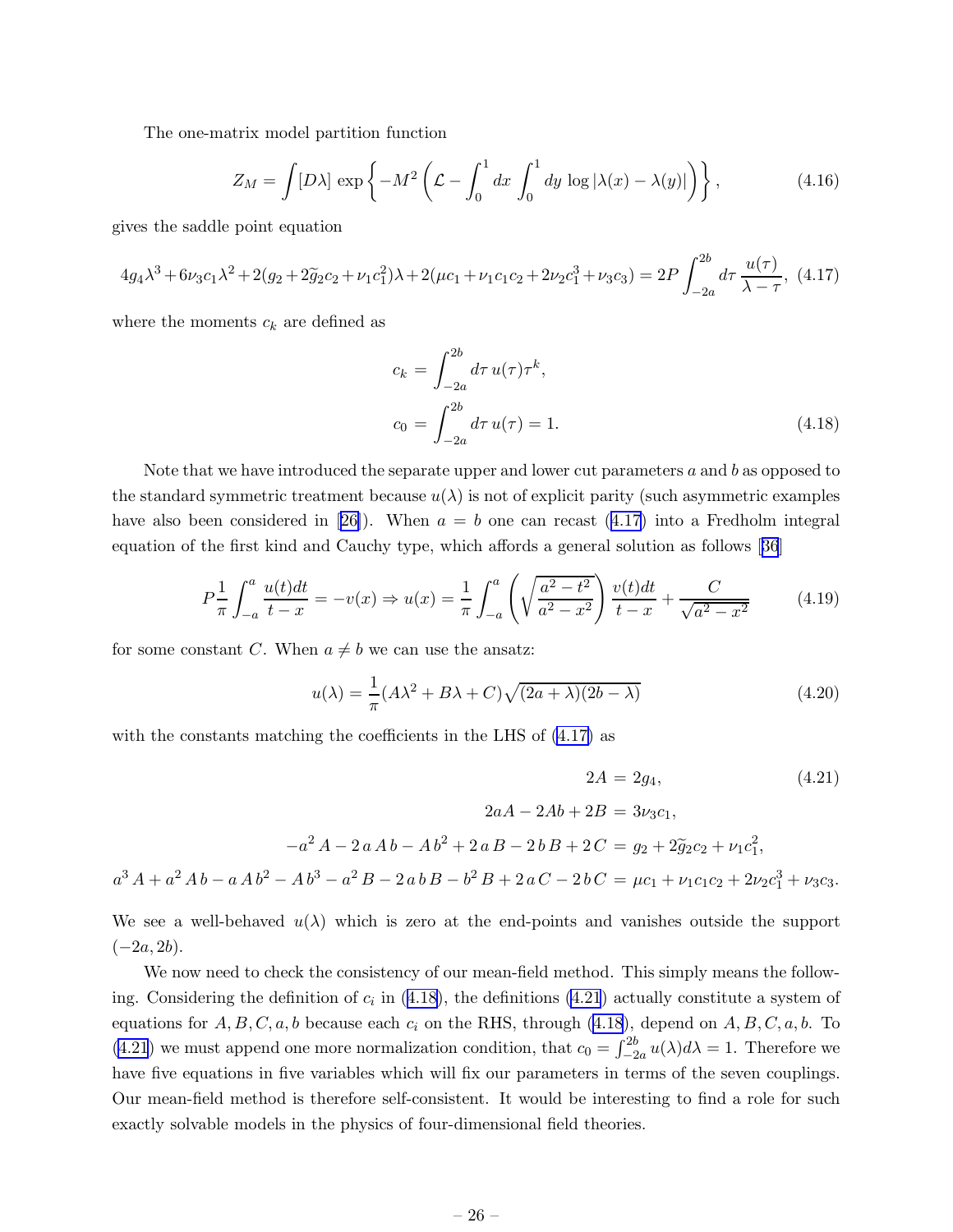The one-matrix model partition function

$$Z_M = \int [D\lambda] \, \exp\left\{ -M^2 \left( \mathcal{L} - \int_0^1 dx \int_0^1 dy \, \log|\lambda(x) - \lambda(y)| \right) \right\}, \tag{4.16}$$

gives the saddle point equation

$$4g_4\lambda^3 + 6\nu_3 c_1 \lambda^2 + 2(g_2 + 2\widetilde{g}_2 c_2 + \nu_1 c_1^2)\lambda + 2(\mu c_1 + \nu_1 c_1 c_2 + 2\nu_2 c_1^3 + \nu_3 c_3) = 2P\int_{-2a}^{2b} d\tau \, \frac{u(\tau)}{\lambda - \tau}, \tag{4.17}$$

where the moments $c_k$ are defined as

$$\begin{aligned} c_k &= \int_{-2a}^{2b} d\tau \, u(\tau)\tau^k, \\ c_0 &= \int_{-2a}^{2b} d\tau \, u(\tau) = 1. \end{aligned} \tag{4.18}$$

Note that we have introduced the separate upper and lower cut parameters $a$ and $b$ as opposed to the standard symmetric treatment because $u(\lambda)$ is not of explicit parity (such asymmetric examples have also been considered in [26]). When $a = b$ one can recast (4.17) into a Fredholm integral equation of the first kind and Cauchy type, which affords a general solution as follows [36]

$$P\frac{1}{\pi}\int_{-a}^{a} \frac{u(t)dt}{t-x} = -v(x) \Rightarrow u(x) = \frac{1}{\pi}\int_{-a}^{a} \left(\sqrt{\frac{a^2 - t^2}{a^2 - x^2}}\right) \frac{v(t)dt}{t-x} + \frac{C}{\sqrt{a^2 - x^2}} \tag{4.19}$$

for some constant $C$. When $a \neq b$ we can use the ansatz:

$$u(\lambda) = \frac{1}{\pi}(A\lambda^2 + B\lambda + C)\sqrt{(2a+\lambda)(2b-\lambda)} \tag{4.20}$$

with the constants matching the coefficients in the LHS of (4.17) as

$$\begin{aligned} 2A &= 2g_4, \\ 2aA - 2Ab + 2B &= 3\nu_3 c_1, \\ -a^2 A - 2aAb - Ab^2 + 2aB - 2bB + 2C &= g_2 + 2\widetilde{g}_2 c_2 + \nu_1 c_1^2, \\ a^3 A + a^2 Ab - aAb^2 - Ab^3 - a^2 B - 2abB - b^2 B + 2aC - 2bC &= \mu c_1 + \nu_1 c_1 c_2 + 2\nu_2 c_1^3 + \nu_3 c_3. \end{aligned} \tag{4.21}$$

We see a well-behaved $u(\lambda)$ which is zero at the end-points and vanishes outside the support $(-2a, 2b)$.

We now need to check the consistency of our mean-field method. This simply means the following. Considering the definition of $c_i$ in (4.18), the definitions (4.21) actually constitute a system of equations for $A, B, C, a, b$ because each $c_i$ on the RHS, through (4.18), depend on $A, B, C, a, b$. To (4.21) we must append one more normalization condition, that $c_0 = \int_{-2a}^{2b} u(\lambda)d\lambda = 1$. Therefore we have five equations in five variables which will fix our parameters in terms of the seven couplings. Our mean-field method is therefore self-consistent. It would be interesting to find a role for such exactly solvable models in the physics of four-dimensional field theories.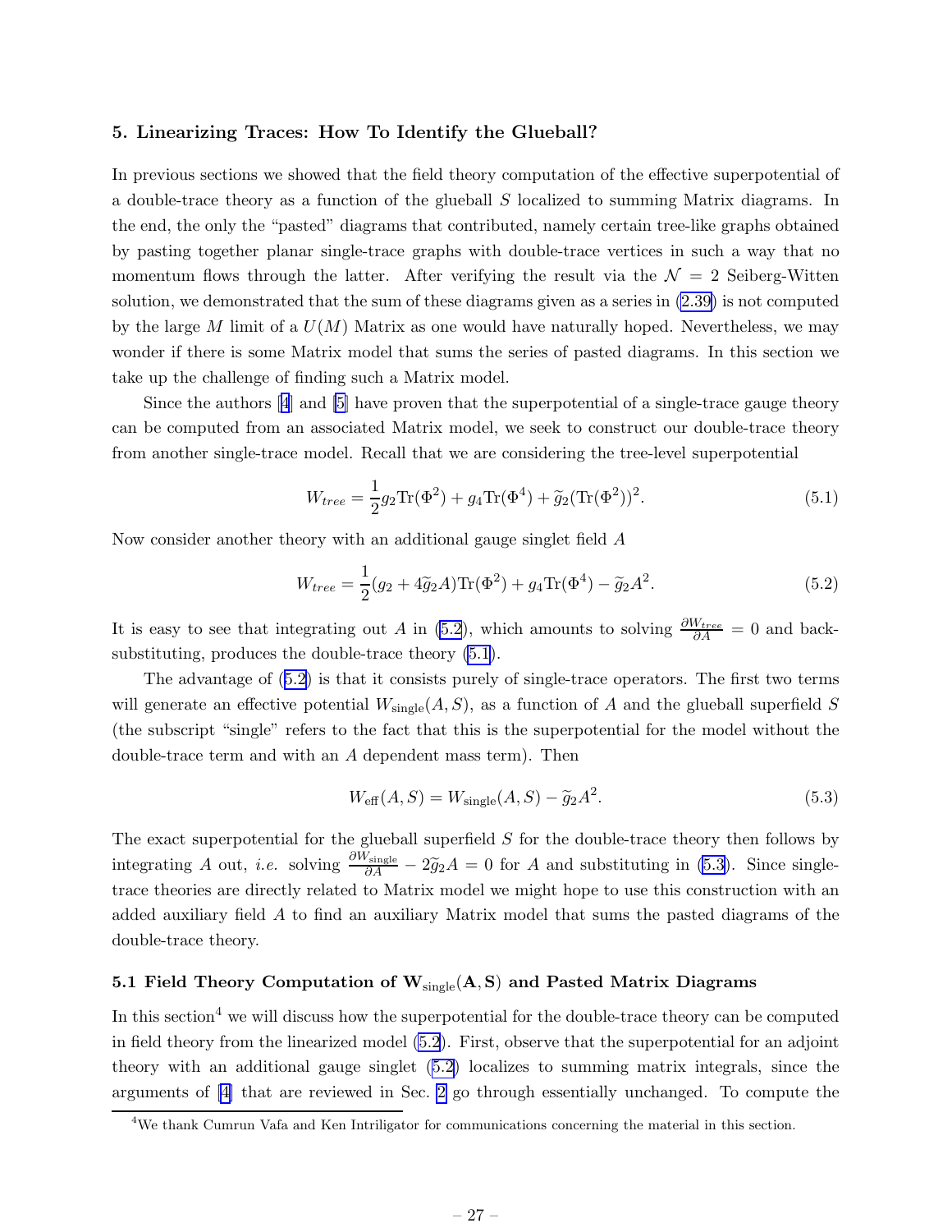## 5. Linearizing Traces: How To Identify the Glueball?

In previous sections we showed that the field theory computation of the effective superpotential of a double-trace theory as a function of the glueball $S$ localized to summing Matrix diagrams. In the end, the only the "pasted" diagrams that contributed, namely certain tree-like graphs obtained by pasting together planar single-trace graphs with double-trace vertices in such a way that no momentum flows through the latter. After verifying the result via the $\mathcal{N} = 2$ Seiberg-Witten solution, we demonstrated that the sum of these diagrams given as a series in (2.39) is not computed by the large $M$ limit of a $U(M)$ Matrix as one would have naturally hoped. Nevertheless, we may wonder if there is some Matrix model that sums the series of pasted diagrams. In this section we take up the challenge of finding such a Matrix model.

Since the authors [4] and [5] have proven that the superpotential of a single-trace gauge theory can be computed from an associated Matrix model, we seek to construct our double-trace theory from another single-trace model. Recall that we are considering the tree-level superpotential

$$W_{tree} = \frac{1}{2}g_2\mathrm{Tr}(\Phi^2) + g_4\mathrm{Tr}(\Phi^4) + \widetilde{g}_2(\mathrm{Tr}(\Phi^2))^2. \tag{5.1}$$

Now consider another theory with an additional gauge singlet field $A$

$$W_{tree} = \frac{1}{2}(g_2 + 4\widetilde{g}_2 A)\mathrm{Tr}(\Phi^2) + g_4\mathrm{Tr}(\Phi^4) - \widetilde{g}_2 A^2. \tag{5.2}$$

It is easy to see that integrating out $A$ in (5.2), which amounts to solving $\frac{\partial W_{tree}}{\partial A} = 0$ and back-substituting, produces the double-trace theory (5.1).

The advantage of (5.2) is that it consists purely of single-trace operators. The first two terms will generate an effective potential $W_{\mathrm{single}}(A, S)$, as a function of $A$ and the glueball superfield $S$ (the subscript "single" refers to the fact that this is the superpotential for the model without the double-trace term and with an $A$ dependent mass term). Then

$$W_{\mathrm{eff}}(A, S) = W_{\mathrm{single}}(A, S) - \widetilde{g}_2 A^2. \tag{5.3}$$

The exact superpotential for the glueball superfield $S$ for the double-trace theory then follows by integrating $A$ out, *i.e.* solving $\frac{\partial W_{\mathrm{single}}}{\partial A} - 2\widetilde{g}_2 A = 0$ for $A$ and substituting in (5.3). Since single-trace theories are directly related to Matrix model we might hope to use this construction with an added auxiliary field $A$ to find an auxiliary Matrix model that sums the pasted diagrams of the double-trace theory.

### 5.1 Field Theory Computation of $\mathbf{W}_{\mathrm{single}}(\mathbf{A}, \mathbf{S})$ and Pasted Matrix Diagrams

In this section[4] we will discuss how the superpotential for the double-trace theory can be computed in field theory from the linearized model (5.2). First, observe that the superpotential for an adjoint theory with an additional gauge singlet (5.2) localizes to summing matrix integrals, since the arguments of [4] that are reviewed in Sec. 2 go through essentially unchanged. To compute the

[4] We thank Cumrun Vafa and Ken Intriligator for communications concerning the material in this section.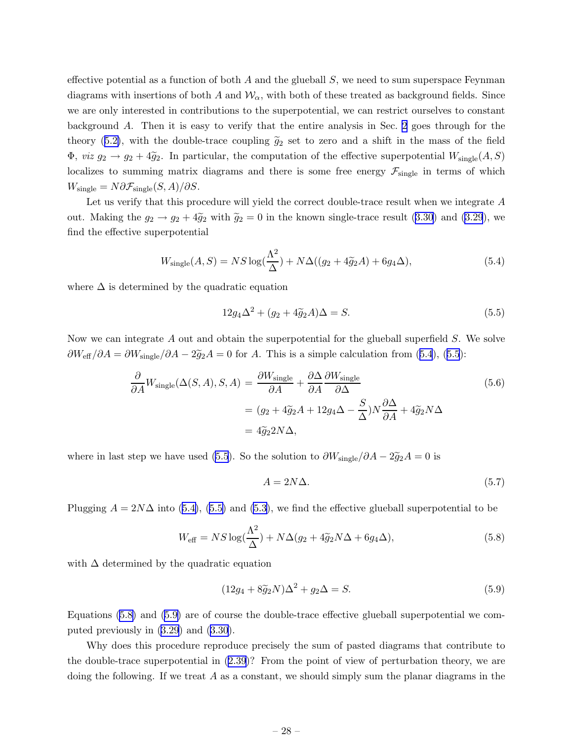effective potential as a function of both $A$ and the glueball $S$, we need to sum superspace Feynman diagrams with insertions of both $A$ and $\mathcal{W}_\alpha$, with both of these treated as background fields. Since we are only interested in contributions to the superpotential, we can restrict ourselves to constant background $A$. Then it is easy to verify that the entire analysis in Sec. 2 goes through for the theory (5.2), with the double-trace coupling $\widetilde{g}_2$ set to zero and a shift in the mass of the field $\Phi$, *viz* $g_2 \to g_2 + 4\widetilde{g}_2$. In particular, the computation of the effective superpotential $W_{\rm single}(A,S)$ localizes to summing matrix diagrams and there is some free energy $\mathcal{F}_{\rm single}$ in terms of which $W_{\rm single} = N\partial \mathcal{F}_{\rm single}(S,A)/\partial S$.

Let us verify that this procedure will yield the correct double-trace result when we integrate $A$ out. Making the $g_2 \to g_2 + 4\widetilde{g}_2$ with $\widetilde{g}_2 = 0$ in the known single-trace result (3.30) and (3.29), we find the effective superpotential

$$W_{\rm single}(A,S) = NS\log(\frac{\Lambda^2}{\Delta}) + N\Delta((g_2 + 4\widetilde{g}_2 A) + 6g_4\Delta), \tag{5.4}$$

where $\Delta$ is determined by the quadratic equation

$$12g_4\Delta^2 + (g_2 + 4\widetilde{g}_2 A)\Delta = S. \tag{5.5}$$

Now we can integrate $A$ out and obtain the superpotential for the glueball superfield $S$. We solve $\partial W_{\rm eff}/\partial A = \partial W_{\rm single}/\partial A - 2\widetilde{g}_2 A = 0$ for $A$. This is a simple calculation from (5.4), (5.5):

$$\begin{aligned}
\frac{\partial}{\partial A} W_{\rm single}(\Delta(S,A),S,A) &= \frac{\partial W_{\rm single}}{\partial A} + \frac{\partial \Delta}{\partial A}\frac{\partial W_{\rm single}}{\partial \Delta} \\
&= (g_2 + 4\widetilde{g}_2 A + 12g_4\Delta - \frac{S}{\Delta})N\frac{\partial \Delta}{\partial A} + 4\widetilde{g}_2 N\Delta \\
&= 4\widetilde{g}_2 2N\Delta,
\end{aligned} \tag{5.6}$$

where in last step we have used (5.5). So the solution to $\partial W_{\rm single}/\partial A - 2\widetilde{g}_2 A = 0$ is

$$A = 2N\Delta. \tag{5.7}$$

Plugging $A = 2N\Delta$ into (5.4), (5.5) and (5.3), we find the effective glueball superpotential to be

$$W_{\rm eff} = NS\log(\frac{\Lambda^2}{\Delta}) + N\Delta(g_2 + 4\widetilde{g}_2 N\Delta + 6g_4\Delta), \tag{5.8}$$

with $\Delta$ determined by the quadratic equation

$$(12g_4 + 8\widetilde{g}_2 N)\Delta^2 + g_2\Delta = S. \tag{5.9}$$

Equations (5.8) and (5.9) are of course the double-trace effective glueball superpotential we computed previously in (3.29) and (3.30).

Why does this procedure reproduce precisely the sum of pasted diagrams that contribute to the double-trace superpotential in (2.39)? From the point of view of perturbation theory, we are doing the following. If we treat $A$ as a constant, we should simply sum the planar diagrams in the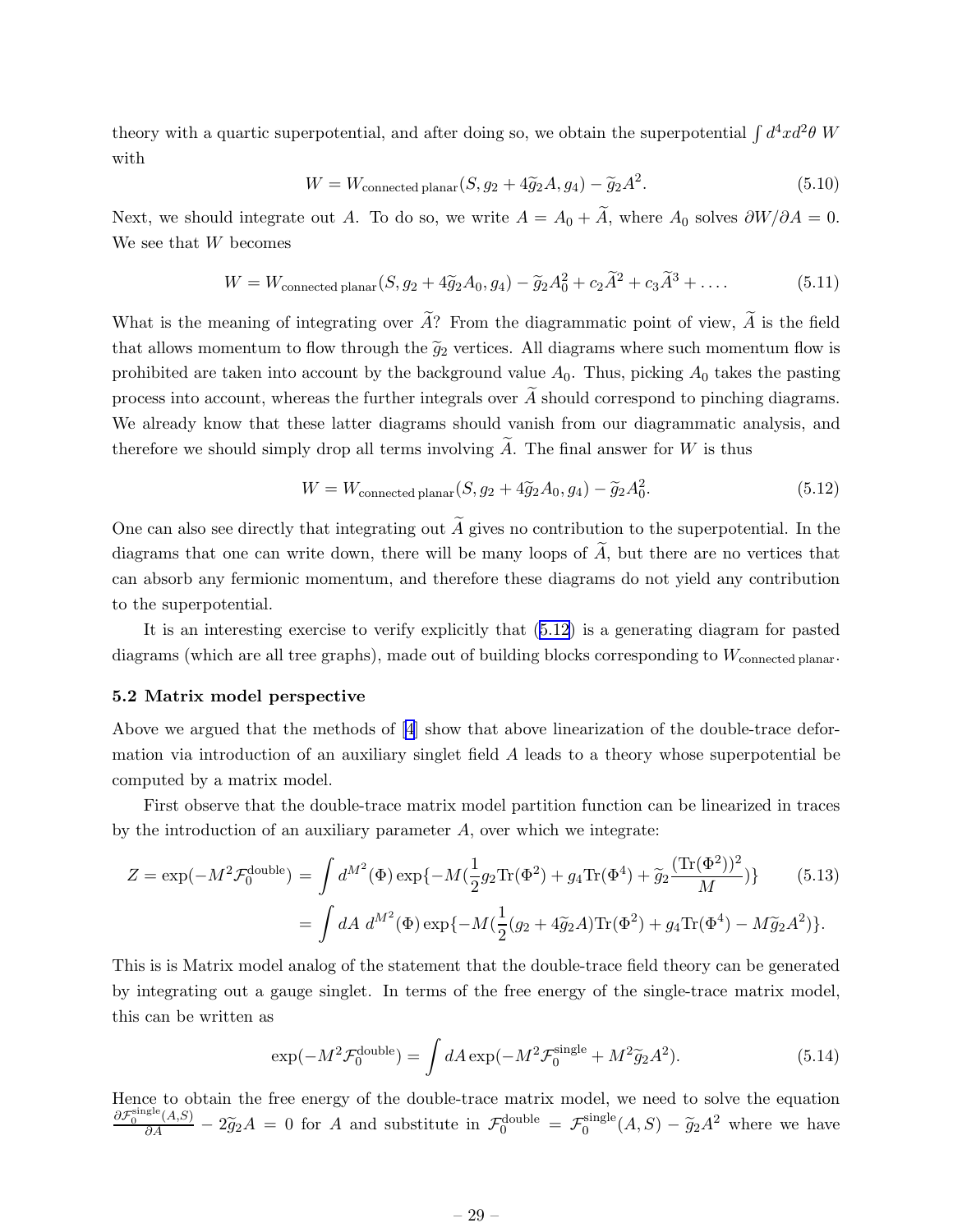theory with a quartic superpotential, and after doing so, we obtain the superpotential $\int d^4x d^2\theta\, W$ with

$$W = W_{\text{connected planar}}(S, g_2 + 4\widetilde{g}_2 A, g_4) - \widetilde{g}_2 A^2. \tag{5.10}$$

Next, we should integrate out $A$. To do so, we write $A = A_0 + \widetilde{A}$, where $A_0$ solves $\partial W/\partial A = 0$. We see that $W$ becomes

$$W = W_{\text{connected planar}}(S, g_2 + 4\widetilde{g}_2 A_0, g_4) - \widetilde{g}_2 A_0^2 + c_2 \widetilde{A}^2 + c_3 \widetilde{A}^3 + \ldots. \tag{5.11}$$

What is the meaning of integrating over $\widetilde{A}$? From the diagrammatic point of view, $\widetilde{A}$ is the field that allows momentum to flow through the $\widetilde{g}_2$ vertices. All diagrams where such momentum flow is prohibited are taken into account by the background value $A_0$. Thus, picking $A_0$ takes the pasting process into account, whereas the further integrals over $\widetilde{A}$ should correspond to pinching diagrams. We already know that these latter diagrams should vanish from our diagrammatic analysis, and therefore we should simply drop all terms involving $\widetilde{A}$. The final answer for $W$ is thus

$$W = W_{\text{connected planar}}(S, g_2 + 4\widetilde{g}_2 A_0, g_4) - \widetilde{g}_2 A_0^2. \tag{5.12}$$

One can also see directly that integrating out $\widetilde{A}$ gives no contribution to the superpotential. In the diagrams that one can write down, there will be many loops of $\widetilde{A}$, but there are no vertices that can absorb any fermionic momentum, and therefore these diagrams do not yield any contribution to the superpotential.

It is an interesting exercise to verify explicitly that (5.12) is a generating diagram for pasted diagrams (which are all tree graphs), made out of building blocks corresponding to $W_{\text{connected planar}}$.

### 5.2 Matrix model perspective

Above we argued that the methods of [4] show that above linearization of the double-trace deformation via introduction of an auxiliary singlet field $A$ leads to a theory whose superpotential be computed by a matrix model.

First observe that the double-trace matrix model partition function can be linearized in traces by the introduction of an auxiliary parameter $A$, over which we integrate:

$$\begin{aligned} Z = \exp(-M^2 \mathcal{F}_0^{\text{double}}) &= \int d^{M^2}(\Phi) \exp\{-M(\frac{1}{2} g_2 \text{Tr}(\Phi^2) + g_4 \text{Tr}(\Phi^4) + \widetilde{g}_2 \frac{(\text{Tr}(\Phi^2))^2}{M})\} \qquad (5.13) \\ &= \int dA\; d^{M^2}(\Phi) \exp\{-M(\frac{1}{2}(g_2 + 4\widetilde{g}_2 A)\text{Tr}(\Phi^2) + g_4 \text{Tr}(\Phi^4) - M\widetilde{g}_2 A^2)\}. \end{aligned}$$

This is is Matrix model analog of the statement that the double-trace field theory can be generated by integrating out a gauge singlet. In terms of the free energy of the single-trace matrix model, this can be written as

$$\exp(-M^2 \mathcal{F}_0^{\text{double}}) = \int dA \exp(-M^2 \mathcal{F}_0^{\text{single}} + M^2 \widetilde{g}_2 A^2). \tag{5.14}$$

Hence to obtain the free energy of the double-trace matrix model, we need to solve the equation $\frac{\partial \mathcal{F}_0^{\text{single}}(A,S)}{\partial A} - 2\widetilde{g}_2 A = 0$ for $A$ and substitute in $\mathcal{F}_0^{\text{double}} = \mathcal{F}_0^{\text{single}}(A, S) - \widetilde{g}_2 A^2$ where we have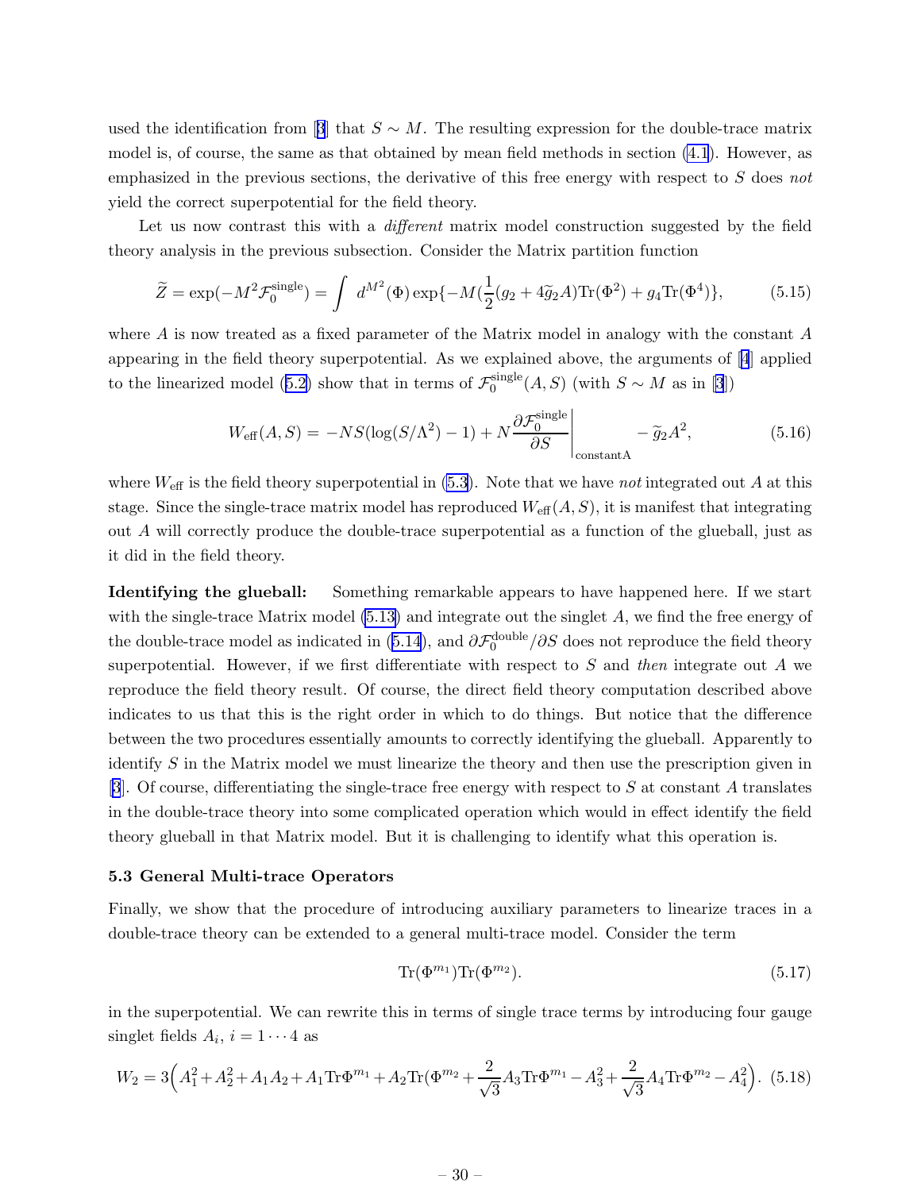used the identification from [3] that $S \sim M$. The resulting expression for the double-trace matrix model is, of course, the same as that obtained by mean field methods in section (4.1). However, as emphasized in the previous sections, the derivative of this free energy with respect to $S$ does *not* yield the correct superpotential for the field theory.

Let us now contrast this with a *different* matrix model construction suggested by the field theory analysis in the previous subsection. Consider the Matrix partition function

$$\widetilde{Z} = \exp(-M^2 \mathcal{F}_0^{\rm single}) = \int \, d^{M^2}(\Phi) \exp\{-M(\frac{1}{2}(g_2 + 4\widetilde{g}_2 A){\rm Tr}(\Phi^2) + g_4 {\rm Tr}(\Phi^4)\}, \tag{5.15}$$

where $A$ is now treated as a fixed parameter of the Matrix model in analogy with the constant $A$ appearing in the field theory superpotential. As we explained above, the arguments of [4] applied to the linearized model (5.2) show that in terms of $\mathcal{F}_0^{\rm single}(A, S)$ (with $S \sim M$ as in [3])

$$W_{\rm eff}(A, S) = -NS(\log(S/\Lambda^2) - 1) + N \frac{\partial \mathcal{F}_0^{\rm single}}{\partial S}\Bigg|_{\rm constant A} - \widetilde{g}_2 A^2, \tag{5.16}$$

where $W_{\rm eff}$ is the field theory superpotential in (5.3). Note that we have *not* integrated out $A$ at this stage. Since the single-trace matrix model has reproduced $W_{\rm eff}(A, S)$, it is manifest that integrating out $A$ will correctly produce the double-trace superpotential as a function of the glueball, just as it did in the field theory.

**Identifying the glueball:** Something remarkable appears to have happened here. If we start with the single-trace Matrix model (5.13) and integrate out the singlet $A$, we find the free energy of the double-trace model as indicated in (5.14), and $\partial \mathcal{F}_0^{\rm double}/\partial S$ does not reproduce the field theory superpotential. However, if we first differentiate with respect to $S$ and *then* integrate out $A$ we reproduce the field theory result. Of course, the direct field theory computation described above indicates to us that this is the right order in which to do things. But notice that the difference between the two procedures essentially amounts to correctly identifying the glueball. Apparently to identify $S$ in the Matrix model we must linearize the theory and then use the prescription given in [3]. Of course, differentiating the single-trace free energy with respect to $S$ at constant $A$ translates in the double-trace theory into some complicated operation which would in effect identify the field theory glueball in that Matrix model. But it is challenging to identify what this operation is.

### 5.3 General Multi-trace Operators

Finally, we show that the procedure of introducing auxiliary parameters to linearize traces in a double-trace theory can be extended to a general multi-trace model. Consider the term

$$\mathrm{Tr}(\Phi^{m_1})\mathrm{Tr}(\Phi^{m_2}). \tag{5.17}$$

in the superpotential. We can rewrite this in terms of single trace terms by introducing four gauge singlet fields $A_i$, $i = 1 \cdots 4$ as

$$W_2 = 3\Big(A_1^2 + A_2^2 + A_1 A_2 + A_1 {\rm Tr}\Phi^{m_1} + A_2 {\rm Tr}(\Phi^{m_2} + \frac{2}{\sqrt{3}} A_3 {\rm Tr}\Phi^{m_1} - A_3^2 + \frac{2}{\sqrt{3}} A_4 {\rm Tr}\Phi^{m_2} - A_4^2\Big). \tag{5.18}$$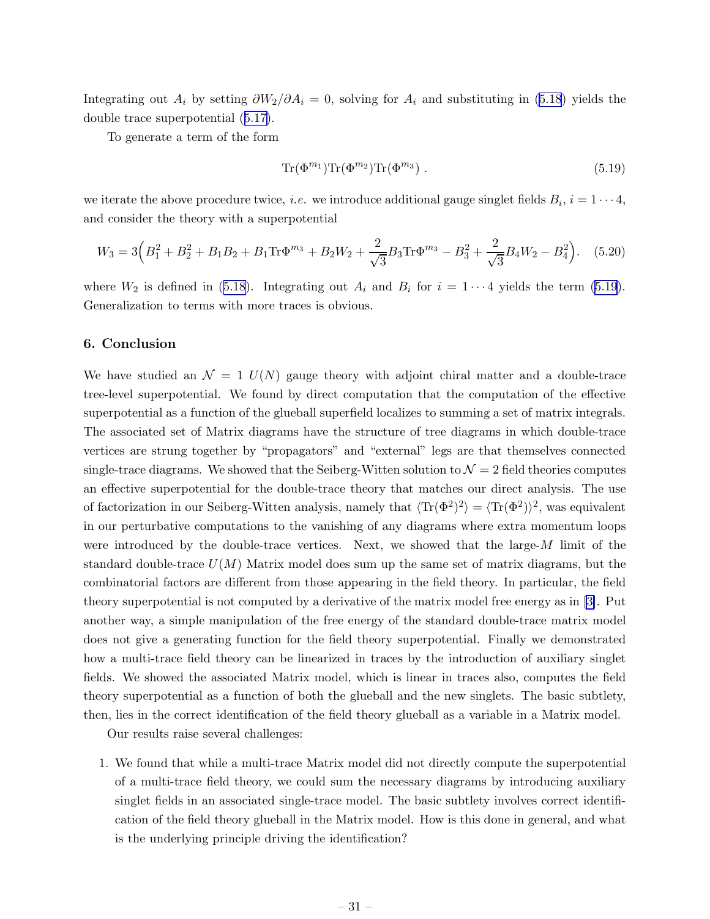Integrating out $A_i$ by setting $\partial W_2/\partial A_i = 0$, solving for $A_i$ and substituting in (5.18) yields the double trace superpotential (5.17).

To generate a term of the form

$$\mathrm{Tr}(\Phi^{m_1})\mathrm{Tr}(\Phi^{m_2})\mathrm{Tr}(\Phi^{m_3}) \ . \tag{5.19}$$

we iterate the above procedure twice, *i.e.* we introduce additional gauge singlet fields $B_i$, $i = 1 \cdots 4$, and consider the theory with a superpotential

$$W_3 = 3\Big(B_1^2 + B_2^2 + B_1 B_2 + B_1 \mathrm{Tr}\Phi^{m_3} + B_2 W_2 + \frac{2}{\sqrt{3}} B_3 \mathrm{Tr}\Phi^{m_3} - B_3^2 + \frac{2}{\sqrt{3}} B_4 W_2 - B_4^2\Big). \tag{5.20}$$

where $W_2$ is defined in (5.18). Integrating out $A_i$ and $B_i$ for $i = 1 \cdots 4$ yields the term (5.19). Generalization to terms with more traces is obvious.

## 6. Conclusion

We have studied an $\mathcal{N} = 1$ $U(N)$ gauge theory with adjoint chiral matter and a double-trace tree-level superpotential. We found by direct computation that the computation of the effective superpotential as a function of the glueball superfield localizes to summing a set of matrix integrals. The associated set of Matrix diagrams have the structure of tree diagrams in which double-trace vertices are strung together by "propagators" and "external" legs are that themselves connected single-trace diagrams. We showed that the Seiberg-Witten solution to $\mathcal{N} = 2$ field theories computes an effective superpotential for the double-trace theory that matches our direct analysis. The use of factorization in our Seiberg-Witten analysis, namely that $\langle \mathrm{Tr}(\Phi^2)^2 \rangle = \langle \mathrm{Tr}(\Phi^2) \rangle^2$, was equivalent in our perturbative computations to the vanishing of any diagrams where extra momentum loops were introduced by the double-trace vertices. Next, we showed that the large-$M$ limit of the standard double-trace $U(M)$ Matrix model does sum up the same set of matrix diagrams, but the combinatorial factors are different from those appearing in the field theory. In particular, the field theory superpotential is not computed by a derivative of the matrix model free energy as in [3]. Put another way, a simple manipulation of the free energy of the standard double-trace matrix model does not give a generating function for the field theory superpotential. Finally we demonstrated how a multi-trace field theory can be linearized in traces by the introduction of auxiliary singlet fields. We showed the associated Matrix model, which is linear in traces also, computes the field theory superpotential as a function of both the glueball and the new singlets. The basic subtlety, then, lies in the correct identification of the field theory glueball as a variable in a Matrix model.

Our results raise several challenges:

1. We found that while a multi-trace Matrix model did not directly compute the superpotential of a multi-trace field theory, we could sum the necessary diagrams by introducing auxiliary singlet fields in an associated single-trace model. The basic subtlety involves correct identification of the field theory glueball in the Matrix model. How is this done in general, and what is the underlying principle driving the identification?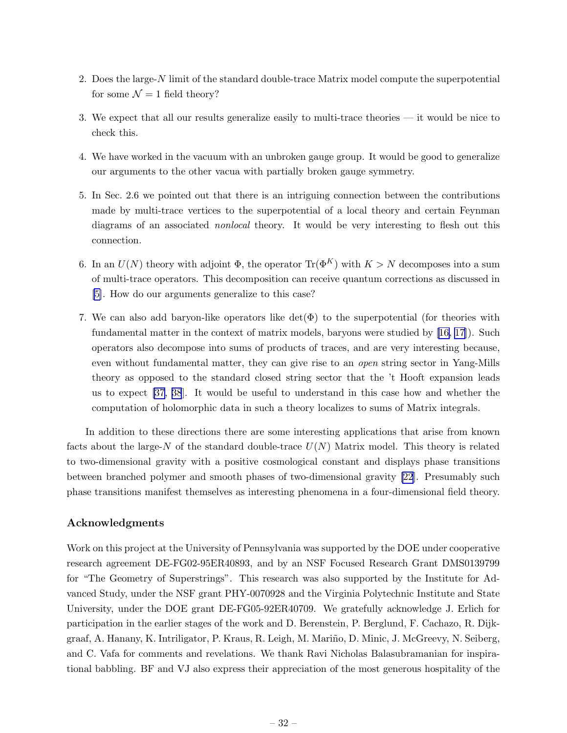2. Does the large-$N$ limit of the standard double-trace Matrix model compute the superpotential for some $\mathcal{N} = 1$ field theory?

3. We expect that all our results generalize easily to multi-trace theories — it would be nice to check this.

4. We have worked in the vacuum with an unbroken gauge group. It would be good to generalize our arguments to the other vacua with partially broken gauge symmetry.

5. In Sec. 2.6 we pointed out that there is an intriguing connection between the contributions made by multi-trace vertices to the superpotential of a local theory and certain Feynman diagrams of an associated *nonlocal* theory. It would be very interesting to flesh out this connection.

6. In an $U(N)$ theory with adjoint $\Phi$, the operator $\mathrm{Tr}(\Phi^K)$ with $K > N$ decomposes into a sum of multi-trace operators. This decomposition can receive quantum corrections as discussed in [5]. How do our arguments generalize to this case?

7. We can also add baryon-like operators like $\det(\Phi)$ to the superpotential (for theories with fundamental matter in the context of matrix models, baryons were studied by [16, 17]). Such operators also decompose into sums of products of traces, and are very interesting because, even without fundamental matter, they can give rise to an *open* string sector in Yang-Mills theory as opposed to the standard closed string sector that the 't Hooft expansion leads us to expect [37, 38]. It would be useful to understand in this case how and whether the computation of holomorphic data in such a theory localizes to sums of Matrix integrals.

In addition to these directions there are some interesting applications that arise from known facts about the large-$N$ of the standard double-trace $U(N)$ Matrix model. This theory is related to two-dimensional gravity with a positive cosmological constant and displays phase transitions between branched polymer and smooth phases of two-dimensional gravity [22]. Presumably such phase transitions manifest themselves as interesting phenomena in a four-dimensional field theory.

### Acknowledgments

Work on this project at the University of Pennsylvania was supported by the DOE under cooperative research agreement DE-FG02-95ER40893, and by an NSF Focused Research Grant DMS0139799 for "The Geometry of Superstrings". This research was also supported by the Institute for Advanced Study, under the NSF grant PHY-0070928 and the Virginia Polytechnic Institute and State University, under the DOE grant DE-FG05-92ER40709. We gratefully acknowledge J. Erlich for participation in the earlier stages of the work and D. Berenstein, P. Berglund, F. Cachazo, R. Dijkgraaf, A. Hanany, K. Intriligator, P. Kraus, R. Leigh, M. Mariño, D. Minic, J. McGreevy, N. Seiberg, and C. Vafa for comments and revelations. We thank Ravi Nicholas Balasubramanian for inspirational babbling. BF and VJ also express their appreciation of the most generous hospitality of the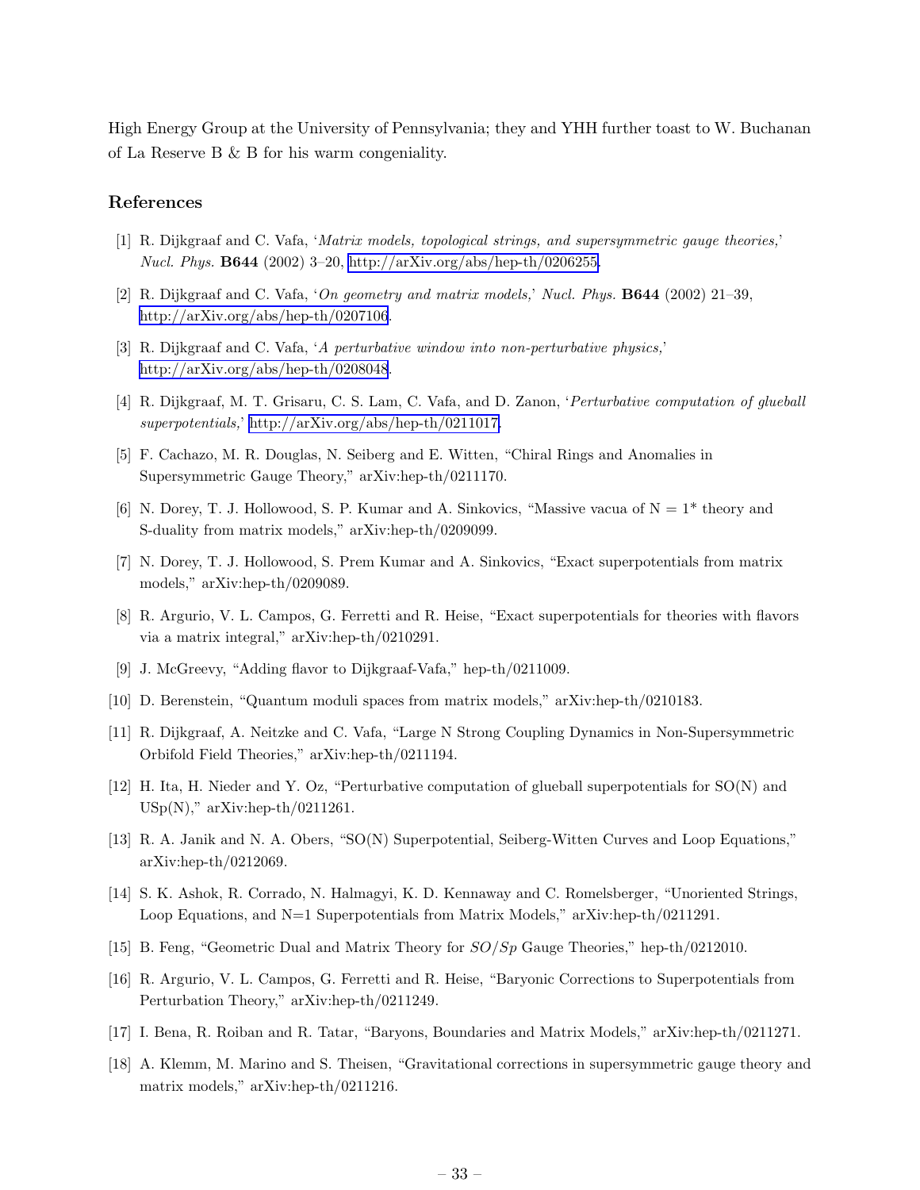High Energy Group at the University of Pennsylvania; they and YHH further toast to W. Buchanan of La Reserve B & B for his warm congeniality.

## References

[1] R. Dijkgraaf and C. Vafa, '*Matrix models, topological strings, and supersymmetric gauge theories,*' *Nucl. Phys.* **B644** (2002) 3–20, http://arXiv.org/abs/hep-th/0206255.

[2] R. Dijkgraaf and C. Vafa, '*On geometry and matrix models,*' *Nucl. Phys.* **B644** (2002) 21–39, http://arXiv.org/abs/hep-th/0207106.

[3] R. Dijkgraaf and C. Vafa, '*A perturbative window into non-perturbative physics,*' http://arXiv.org/abs/hep-th/0208048.

[4] R. Dijkgraaf, M. T. Grisaru, C. S. Lam, C. Vafa, and D. Zanon, '*Perturbative computation of glueball superpotentials,*' http://arXiv.org/abs/hep-th/0211017.

[5] F. Cachazo, M. R. Douglas, N. Seiberg and E. Witten, "Chiral Rings and Anomalies in Supersymmetric Gauge Theory," arXiv:hep-th/0211170.

[6] N. Dorey, T. J. Hollowood, S. P. Kumar and A. Sinkovics, "Massive vacua of N = 1* theory and S-duality from matrix models," arXiv:hep-th/0209099.

[7] N. Dorey, T. J. Hollowood, S. Prem Kumar and A. Sinkovics, "Exact superpotentials from matrix models," arXiv:hep-th/0209089.

[8] R. Argurio, V. L. Campos, G. Ferretti and R. Heise, "Exact superpotentials for theories with flavors via a matrix integral," arXiv:hep-th/0210291.

[9] J. McGreevy, "Adding flavor to Dijkgraaf-Vafa," hep-th/0211009.

[10] D. Berenstein, "Quantum moduli spaces from matrix models," arXiv:hep-th/0210183.

[11] R. Dijkgraaf, A. Neitzke and C. Vafa, "Large N Strong Coupling Dynamics in Non-Supersymmetric Orbifold Field Theories," arXiv:hep-th/0211194.

[12] H. Ita, H. Nieder and Y. Oz, "Perturbative computation of glueball superpotentials for SO(N) and USp(N)," arXiv:hep-th/0211261.

[13] R. A. Janik and N. A. Obers, "SO(N) Superpotential, Seiberg-Witten Curves and Loop Equations," arXiv:hep-th/0212069.

[14] S. K. Ashok, R. Corrado, N. Halmagyi, K. D. Kennaway and C. Romelsberger, "Unoriented Strings, Loop Equations, and N=1 Superpotentials from Matrix Models," arXiv:hep-th/0211291.

[15] B. Feng, "Geometric Dual and Matrix Theory for *SO*/*Sp* Gauge Theories," hep-th/0212010.

[16] R. Argurio, V. L. Campos, G. Ferretti and R. Heise, "Baryonic Corrections to Superpotentials from Perturbation Theory," arXiv:hep-th/0211249.

[17] I. Bena, R. Roiban and R. Tatar, "Baryons, Boundaries and Matrix Models," arXiv:hep-th/0211271.

[18] A. Klemm, M. Marino and S. Theisen, "Gravitational corrections in supersymmetric gauge theory and matrix models," arXiv:hep-th/0211216.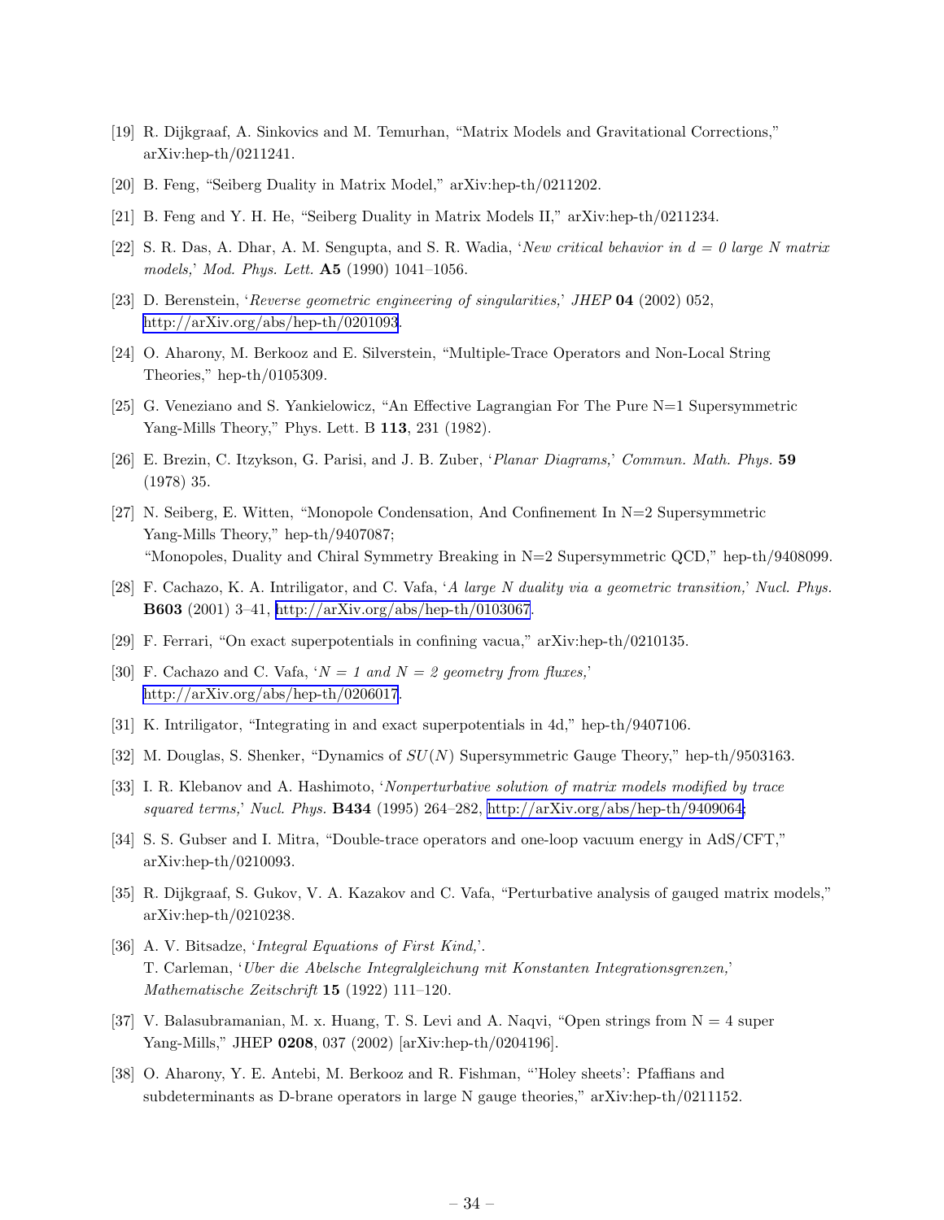[19] R. Dijkgraaf, A. Sinkovics and M. Temurhan, “Matrix Models and Gravitational Corrections,” arXiv:hep-th/0211241.

[20] B. Feng, “Seiberg Duality in Matrix Model,” arXiv:hep-th/0211202.

[21] B. Feng and Y. H. He, “Seiberg Duality in Matrix Models II,” arXiv:hep-th/0211234.

[22] S. R. Das, A. Dhar, A. M. Sengupta, and S. R. Wadia, ‘*New critical behavior in d = 0 large N matrix models,*’ *Mod. Phys. Lett.* **A5** (1990) 1041–1056.

[23] D. Berenstein, ‘*Reverse geometric engineering of singularities,*’ *JHEP* **04** (2002) 052, http://arXiv.org/abs/hep-th/0201093.

[24] O. Aharony, M. Berkooz and E. Silverstein, “Multiple-Trace Operators and Non-Local String Theories,” hep-th/0105309.

[25] G. Veneziano and S. Yankielowicz, “An Effective Lagrangian For The Pure N=1 Supersymmetric Yang-Mills Theory,” Phys. Lett. B **113**, 231 (1982).

[26] E. Brezin, C. Itzykson, G. Parisi, and J. B. Zuber, ‘*Planar Diagrams,*’ *Commun. Math. Phys.* **59** (1978) 35.

[27] N. Seiberg, E. Witten, “Monopole Condensation, And Confinement In N=2 Supersymmetric Yang-Mills Theory,” hep-th/9407087;
“Monopoles, Duality and Chiral Symmetry Breaking in N=2 Supersymmetric QCD,” hep-th/9408099.

[28] F. Cachazo, K. A. Intriligator, and C. Vafa, ‘*A large N duality via a geometric transition,*’ *Nucl. Phys.* **B603** (2001) 3–41, http://arXiv.org/abs/hep-th/0103067.

[29] F. Ferrari, “On exact superpotentials in confining vacua,” arXiv:hep-th/0210135.

[30] F. Cachazo and C. Vafa, ‘*N = 1 and N = 2 geometry from fluxes,*’ http://arXiv.org/abs/hep-th/0206017.

[31] K. Intriligator, “Integrating in and exact superpotentials in 4d,” hep-th/9407106.

[32] M. Douglas, S. Shenker, “Dynamics of $SU(N)$ Supersymmetric Gauge Theory,” hep-th/9503163.

[33] I. R. Klebanov and A. Hashimoto, ‘*Nonperturbative solution of matrix models modified by trace squared terms,*’ *Nucl. Phys.* **B434** (1995) 264–282, http://arXiv.org/abs/hep-th/9409064.

[34] S. S. Gubser and I. Mitra, “Double-trace operators and one-loop vacuum energy in AdS/CFT,” arXiv:hep-th/0210093.

[35] R. Dijkgraaf, S. Gukov, V. A. Kazakov and C. Vafa, “Perturbative analysis of gauged matrix models,” arXiv:hep-th/0210238.

[36] A. V. Bitsadze, ‘*Integral Equations of First Kind,*’.
T. Carleman, ‘*Uber die Abelsche Integralgleichung mit Konstanten Integrationsgrenzen,*’ *Mathematische Zeitschrift* **15** (1922) 111–120.

[37] V. Balasubramanian, M. x. Huang, T. S. Levi and A. Naqvi, “Open strings from N = 4 super Yang-Mills,” JHEP **0208**, 037 (2002) [arXiv:hep-th/0204196].

[38] O. Aharony, Y. E. Antebi, M. Berkooz and R. Fishman, “'Holey sheets': Pfaffians and subdeterminants as D-brane operators in large N gauge theories,” arXiv:hep-th/0211152.